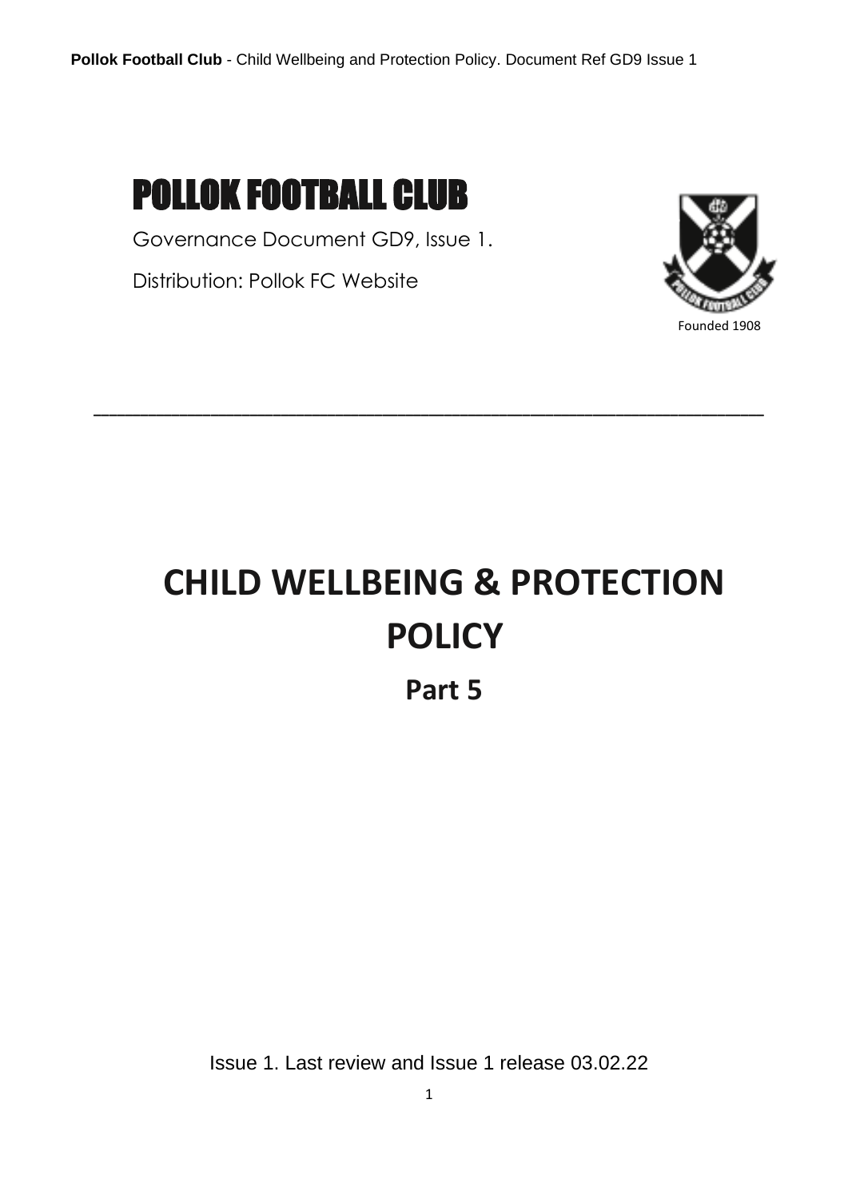# POLLOK FOOTBALL CLUB

Governance Document GD9, Issue 1.

Distribution: Pollok FC Website

Founded 1908

---

# CHILD WELLBEING & PROTECTION POLICY

## Part 5

Issue 1. Last review and Issue 1 release 03.02.22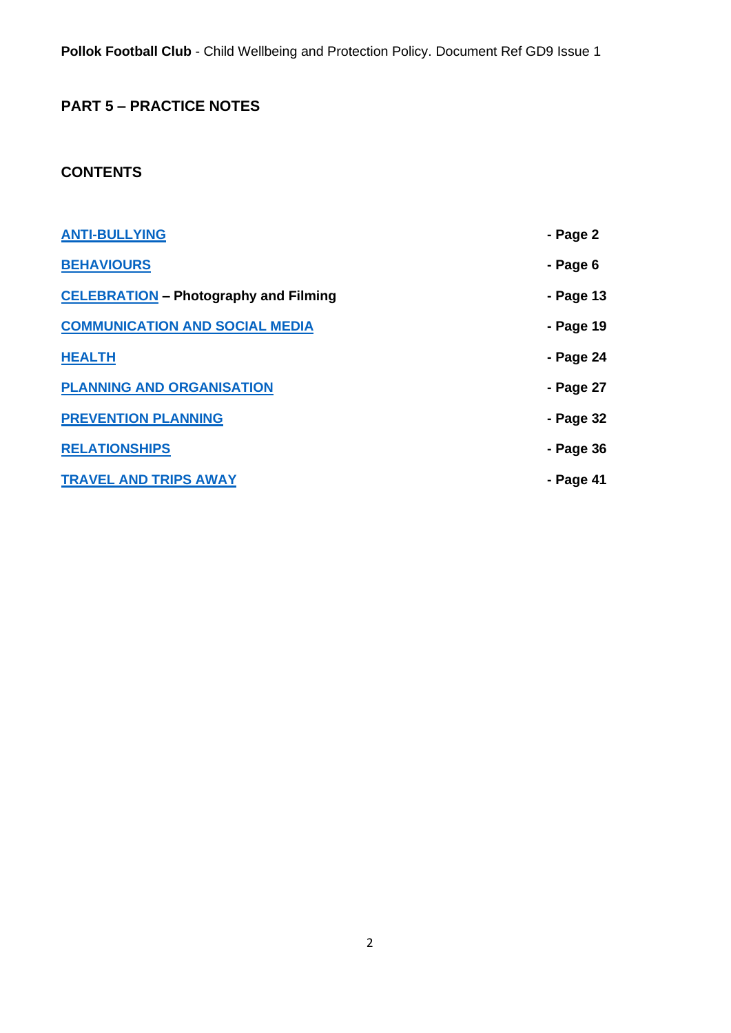## PART 5 – PRACTICE NOTES

### CONTENTS

| | |
|---|---|
| **ANTI-BULLYING** | **- Page 2** |
| **BEHAVIOURS** | **- Page 6** |
| **CELEBRATION – Photography and Filming** | **- Page 13** |
| **COMMUNICATION AND SOCIAL MEDIA** | **- Page 19** |
| **HEALTH** | **- Page 24** |
| **PLANNING AND ORGANISATION** | **- Page 27** |
| **PREVENTION PLANNING** | **- Page 32** |
| **RELATIONSHIPS** | **- Page 36** |
| **TRAVEL AND TRIPS AWAY** | **- Page 41** |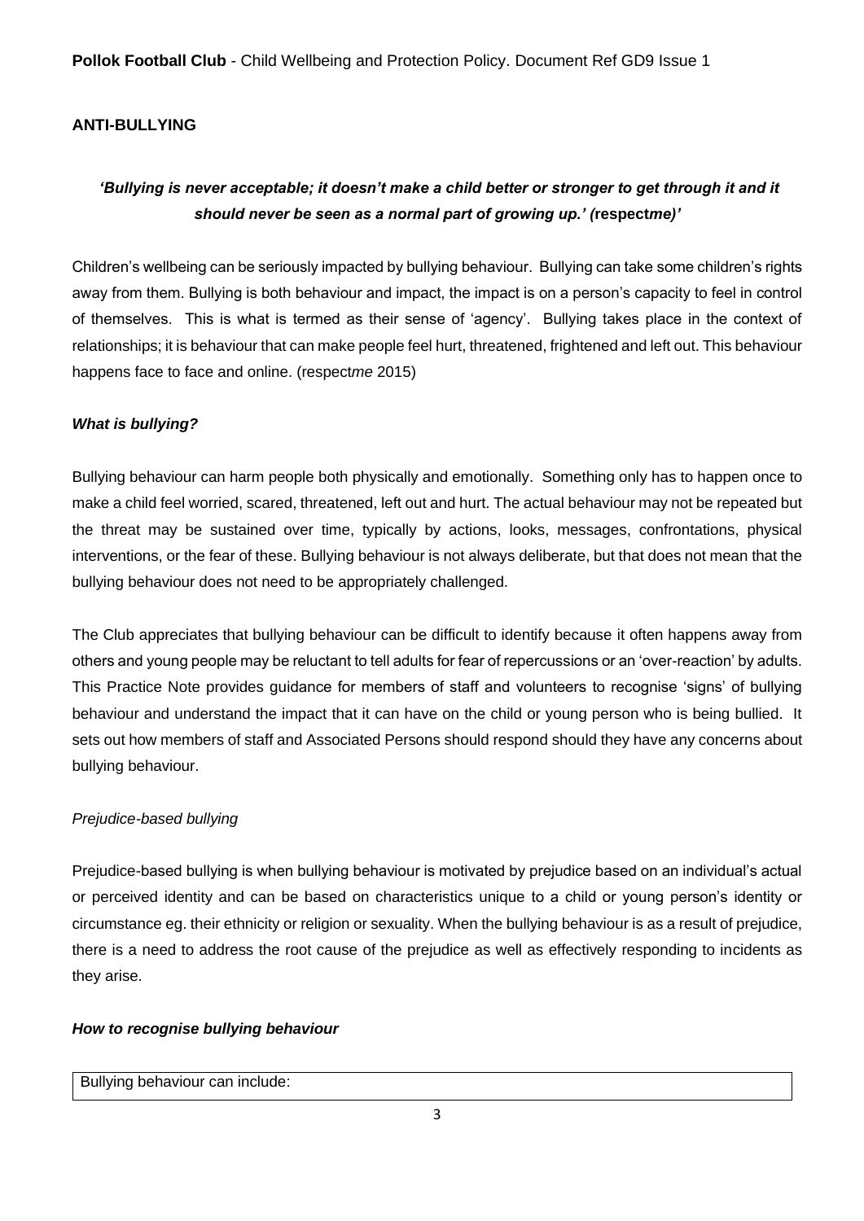## ANTI-BULLYING

***'Bullying is never acceptable; it doesn't make a child better or stronger to get through it and it should never be seen as a normal part of growing up.' (*respect*me)'***

Children's wellbeing can be seriously impacted by bullying behaviour. Bullying can take some children's rights away from them. Bullying is both behaviour and impact, the impact is on a person's capacity to feel in control of themselves. This is what is termed as their sense of 'agency'. Bullying takes place in the context of relationships; it is behaviour that can make people feel hurt, threatened, frightened and left out. This behaviour happens face to face and online. (respect*me* 2015)

### *What is bullying?*

Bullying behaviour can harm people both physically and emotionally. Something only has to happen once to make a child feel worried, scared, threatened, left out and hurt. The actual behaviour may not be repeated but the threat may be sustained over time, typically by actions, looks, messages, confrontations, physical interventions, or the fear of these. Bullying behaviour is not always deliberate, but that does not mean that the bullying behaviour does not need to be appropriately challenged.

The Club appreciates that bullying behaviour can be difficult to identify because it often happens away from others and young people may be reluctant to tell adults for fear of repercussions or an 'over-reaction' by adults. This Practice Note provides guidance for members of staff and volunteers to recognise 'signs' of bullying behaviour and understand the impact that it can have on the child or young person who is being bullied. It sets out how members of staff and Associated Persons should respond should they have any concerns about bullying behaviour.

*Prejudice-based bullying*

Prejudice-based bullying is when bullying behaviour is motivated by prejudice based on an individual's actual or perceived identity and can be based on characteristics unique to a child or young person's identity or circumstance eg. their ethnicity or religion or sexuality. When the bullying behaviour is as a result of prejudice, there is a need to address the root cause of the prejudice as well as effectively responding to incidents as they arise.

### *How to recognise bullying behaviour*

| Bullying behaviour can include: |
|---|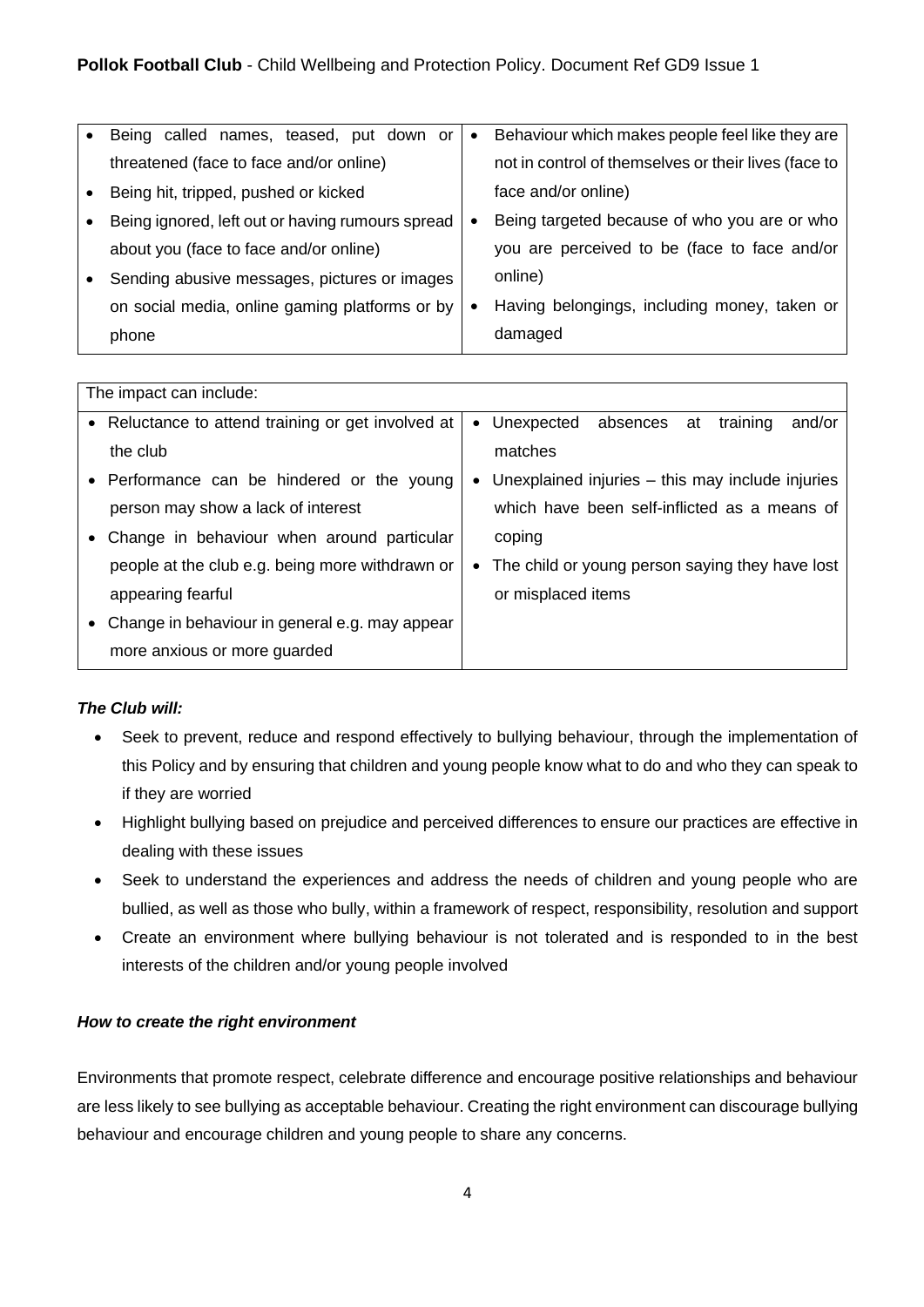| | |
|---|---|
| • Being called names, teased, put down or threatened (face to face and/or online)<br>• Being hit, tripped, pushed or kicked<br>• Being ignored, left out or having rumours spread about you (face to face and/or online)<br>• Sending abusive messages, pictures or images on social media, online gaming platforms or by phone | • Behaviour which makes people feel like they are not in control of themselves or their lives (face to face and/or online)<br>• Being targeted because of who you are or who you are perceived to be (face to face and/or online)<br>• Having belongings, including money, taken or damaged |

| The impact can include: | |
|---|---|
| • Reluctance to attend training or get involved at the club<br>• Performance can be hindered or the young person may show a lack of interest<br>• Change in behaviour when around particular people at the club e.g. being more withdrawn or appearing fearful<br>• Change in behaviour in general e.g. may appear more anxious or more guarded | • Unexpected absences at training and/or matches<br>• Unexplained injuries – this may include injuries which have been self-inflicted as a means of coping<br>• The child or young person saying they have lost or misplaced items |

***The Club will:***

- Seek to prevent, reduce and respond effectively to bullying behaviour, through the implementation of this Policy and by ensuring that children and young people know what to do and who they can speak to if they are worried
- Highlight bullying based on prejudice and perceived differences to ensure our practices are effective in dealing with these issues
- Seek to understand the experiences and address the needs of children and young people who are bullied, as well as those who bully, within a framework of respect, responsibility, resolution and support
- Create an environment where bullying behaviour is not tolerated and is responded to in the best interests of the children and/or young people involved

***How to create the right environment***

Environments that promote respect, celebrate difference and encourage positive relationships and behaviour are less likely to see bullying as acceptable behaviour. Creating the right environment can discourage bullying behaviour and encourage children and young people to share any concerns.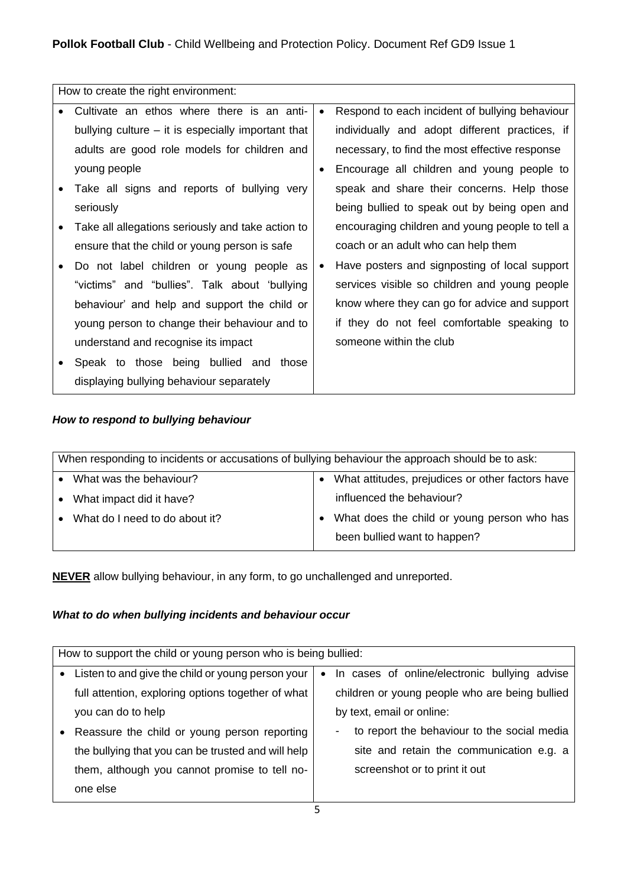| How to create the right environment: | |
|---|---|
| • Cultivate an ethos where there is an anti-bullying culture – it is especially important that adults are good role models for children and young people<br>• Take all signs and reports of bullying very seriously<br>• Take all allegations seriously and take action to ensure that the child or young person is safe<br>• Do not label children or young people as "victims" and "bullies". Talk about 'bullying behaviour' and help and support the child or young person to change their behaviour and to understand and recognise its impact<br>• Speak to those being bullied and those displaying bullying behaviour separately | • Respond to each incident of bullying behaviour individually and adopt different practices, if necessary, to find the most effective response<br>• Encourage all children and young people to speak and share their concerns. Help those being bullied to speak out by being open and encouraging children and young people to tell a coach or an adult who can help them<br>• Have posters and signposting of local support services visible so children and young people know where they can go for advice and support if they do not feel comfortable speaking to someone within the club |

***How to respond to bullying behaviour***

| When responding to incidents or accusations of bullying behaviour the approach should be to ask: | |
|---|---|
| • What was the behaviour?<br>• What impact did it have?<br>• What do I need to do about it? | • What attitudes, prejudices or other factors have influenced the behaviour?<br>• What does the child or young person who has been bullied want to happen? |

**<u>NEVER</u>** allow bullying behaviour, in any form, to go unchallenged and unreported.

***What to do when bullying incidents and behaviour occur***

| How to support the child or young person who is being bullied: | |
|---|---|
| • Listen to and give the child or young person your full attention, exploring options together of what you can do to help<br>• Reassure the child or young person reporting the bullying that you can be trusted and will help them, although you cannot promise to tell no-one else | • In cases of online/electronic bullying advise children or young people who are being bullied by text, email or online:<br>  - to report the behaviour to the social media site and retain the communication e.g. a screenshot or to print it out |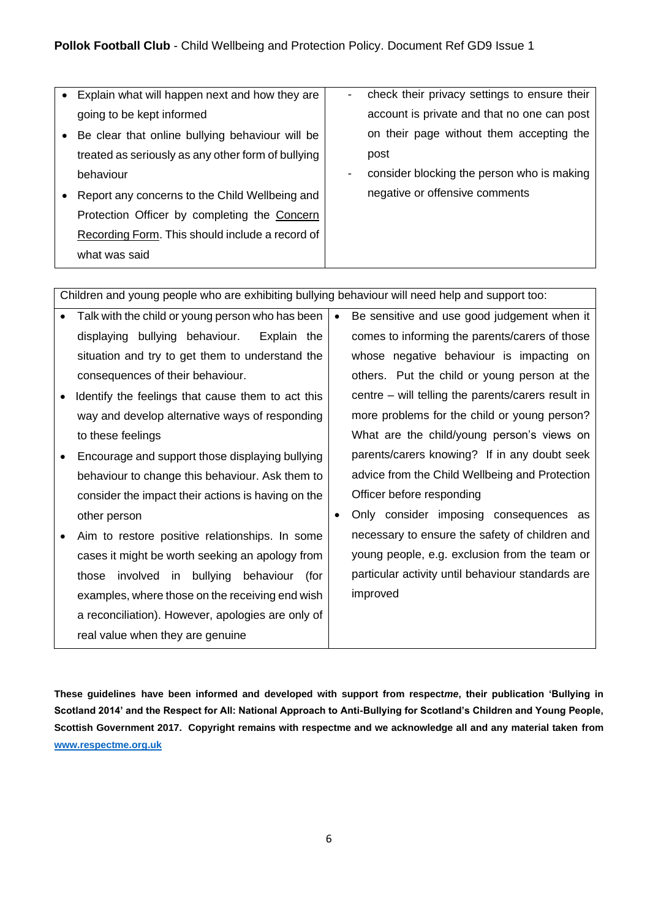| | |
|---|---|
| • Explain what will happen next and how they are going to be kept informed<br>• Be clear that online bullying behaviour will be treated as seriously as any other form of bullying behaviour<br>• Report any concerns to the Child Wellbeing and Protection Officer by completing the Concern Recording Form. This should include a record of what was said | - check their privacy settings to ensure their account is private and that no one can post on their page without them accepting the post<br>- consider blocking the person who is making negative or offensive comments |

| Children and young people who are exhibiting bullying behaviour will need help and support too: | |
|---|---|
| • Talk with the child or young person who has been displaying bullying behaviour. Explain the situation and try to get them to understand the consequences of their behaviour.<br>• Identify the feelings that cause them to act this way and develop alternative ways of responding to these feelings<br>• Encourage and support those displaying bullying behaviour to change this behaviour. Ask them to consider the impact their actions is having on the other person<br>• Aim to restore positive relationships. In some cases it might be worth seeking an apology from those involved in bullying behaviour (for examples, where those on the receiving end wish a reconciliation). However, apologies are only of real value when they are genuine | • Be sensitive and use good judgement when it comes to informing the parents/carers of those whose negative behaviour is impacting on others. Put the child or young person at the centre – will telling the parents/carers result in more problems for the child or young person? What are the child/young person's views on parents/carers knowing? If in any doubt seek advice from the Child Wellbeing and Protection Officer before responding<br>• Only consider imposing consequences as necessary to ensure the safety of children and young people, e.g. exclusion from the team or particular activity until behaviour standards are improved |

**These guidelines have been informed and developed with support from respect*me*, their publication 'Bullying in Scotland 2014' and the Respect for All: National Approach to Anti-Bullying for Scotland's Children and Young People, Scottish Government 2017. Copyright remains with respectme and we acknowledge all and any material taken from [www.respectme.org.uk](www.respectme.org.uk)**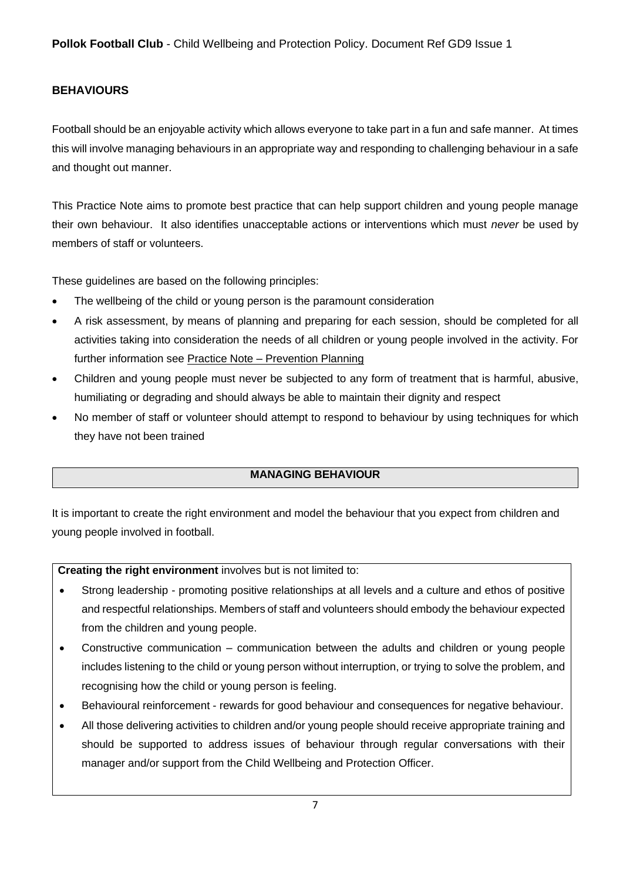## BEHAVIOURS

Football should be an enjoyable activity which allows everyone to take part in a fun and safe manner. At times this will involve managing behaviours in an appropriate way and responding to challenging behaviour in a safe and thought out manner.

This Practice Note aims to promote best practice that can help support children and young people manage their own behaviour. It also identifies unacceptable actions or interventions which must *never* be used by members of staff or volunteers.

These guidelines are based on the following principles:

- The wellbeing of the child or young person is the paramount consideration
- A risk assessment, by means of planning and preparing for each session, should be completed for all activities taking into consideration the needs of all children or young people involved in the activity. For further information see Practice Note – Prevention Planning
- Children and young people must never be subjected to any form of treatment that is harmful, abusive, humiliating or degrading and should always be able to maintain their dignity and respect
- No member of staff or volunteer should attempt to respond to behaviour by using techniques for which they have not been trained

### MANAGING BEHAVIOUR

It is important to create the right environment and model the behaviour that you expect from children and young people involved in football.

**Creating the right environment** involves but is not limited to:

- Strong leadership - promoting positive relationships at all levels and a culture and ethos of positive and respectful relationships. Members of staff and volunteers should embody the behaviour expected from the children and young people.
- Constructive communication – communication between the adults and children or young people includes listening to the child or young person without interruption, or trying to solve the problem, and recognising how the child or young person is feeling.
- Behavioural reinforcement - rewards for good behaviour and consequences for negative behaviour.
- All those delivering activities to children and/or young people should receive appropriate training and should be supported to address issues of behaviour through regular conversations with their manager and/or support from the Child Wellbeing and Protection Officer.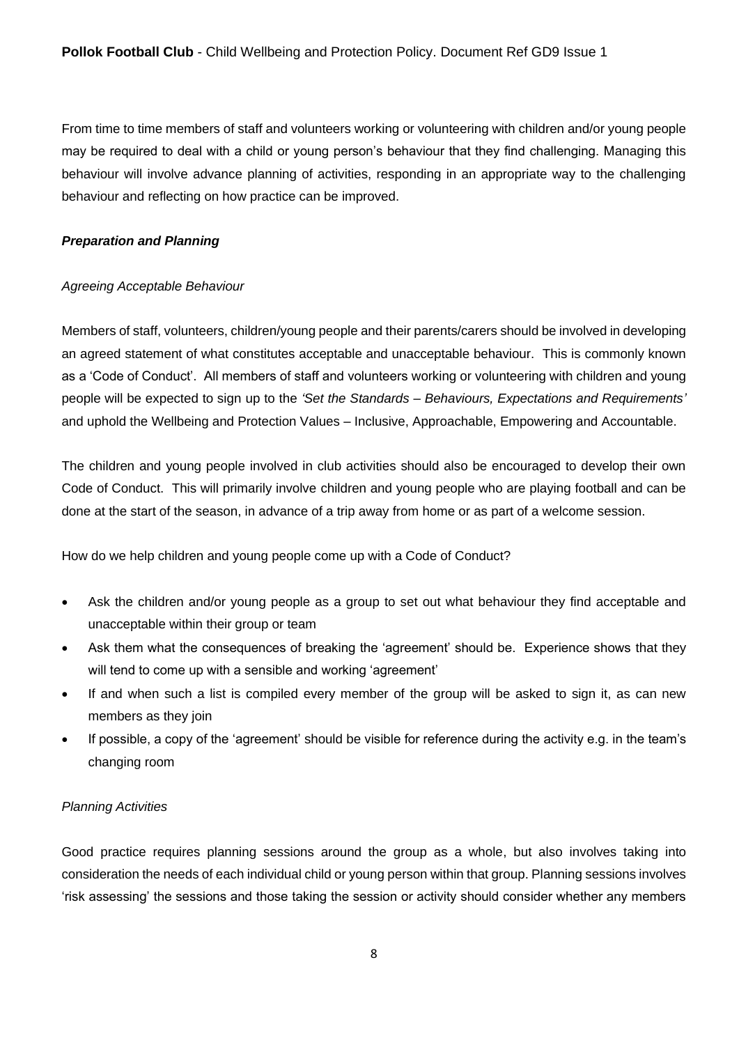From time to time members of staff and volunteers working or volunteering with children and/or young people may be required to deal with a child or young person's behaviour that they find challenging. Managing this behaviour will involve advance planning of activities, responding in an appropriate way to the challenging behaviour and reflecting on how practice can be improved.

### ***Preparation and Planning***

#### *Agreeing Acceptable Behaviour*

Members of staff, volunteers, children/young people and their parents/carers should be involved in developing an agreed statement of what constitutes acceptable and unacceptable behaviour. This is commonly known as a 'Code of Conduct'. All members of staff and volunteers working or volunteering with children and young people will be expected to sign up to the *'Set the Standards – Behaviours, Expectations and Requirements'* and uphold the Wellbeing and Protection Values – Inclusive, Approachable, Empowering and Accountable.

The children and young people involved in club activities should also be encouraged to develop their own Code of Conduct. This will primarily involve children and young people who are playing football and can be done at the start of the season, in advance of a trip away from home or as part of a welcome session.

How do we help children and young people come up with a Code of Conduct?

- Ask the children and/or young people as a group to set out what behaviour they find acceptable and unacceptable within their group or team
- Ask them what the consequences of breaking the 'agreement' should be. Experience shows that they will tend to come up with a sensible and working 'agreement'
- If and when such a list is compiled every member of the group will be asked to sign it, as can new members as they join
- If possible, a copy of the 'agreement' should be visible for reference during the activity e.g. in the team's changing room

#### *Planning Activities*

Good practice requires planning sessions around the group as a whole, but also involves taking into consideration the needs of each individual child or young person within that group. Planning sessions involves 'risk assessing' the sessions and those taking the session or activity should consider whether any members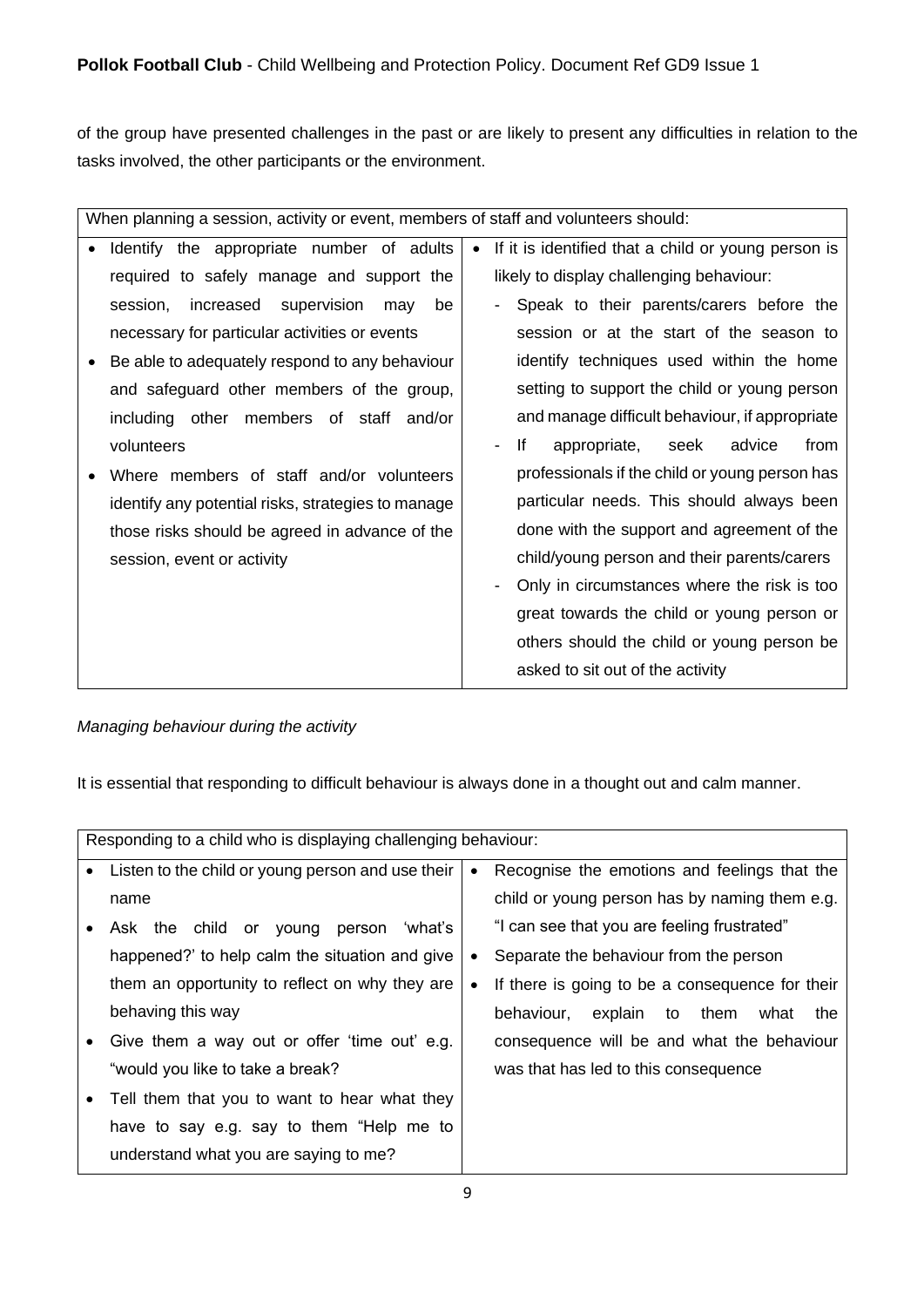of the group have presented challenges in the past or are likely to present any difficulties in relation to the tasks involved, the other participants or the environment.

| When planning a session, activity or event, members of staff and volunteers should: | |
|---|---|
| • Identify the appropriate number of adults required to safely manage and support the session, increased supervision may be necessary for particular activities or events<br>• Be able to adequately respond to any behaviour and safeguard other members of the group, including other members of staff and/or volunteers<br>• Where members of staff and/or volunteers identify any potential risks, strategies to manage those risks should be agreed in advance of the session, event or activity | • If it is identified that a child or young person is likely to display challenging behaviour:<br>- Speak to their parents/carers before the session or at the start of the season to identify techniques used within the home setting to support the child or young person and manage difficult behaviour, if appropriate<br>- If appropriate, seek advice from professionals if the child or young person has particular needs. This should always been done with the support and agreement of the child/young person and their parents/carers<br>- Only in circumstances where the risk is too great towards the child or young person or others should the child or young person be asked to sit out of the activity |

*Managing behaviour during the activity*

It is essential that responding to difficult behaviour is always done in a thought out and calm manner.

| Responding to a child who is displaying challenging behaviour: | |
|---|---|
| • Listen to the child or young person and use their name<br>• Ask the child or young person 'what's happened?' to help calm the situation and give them an opportunity to reflect on why they are behaving this way<br>• Give them a way out or offer 'time out' e.g. "would you like to take a break?<br>• Tell them that you to want to hear what they have to say e.g. say to them "Help me to understand what you are saying to me? | • Recognise the emotions and feelings that the child or young person has by naming them e.g. "I can see that you are feeling frustrated"<br>• Separate the behaviour from the person<br>• If there is going to be a consequence for their behaviour, explain to them what the consequence will be and what the behaviour was that has led to this consequence |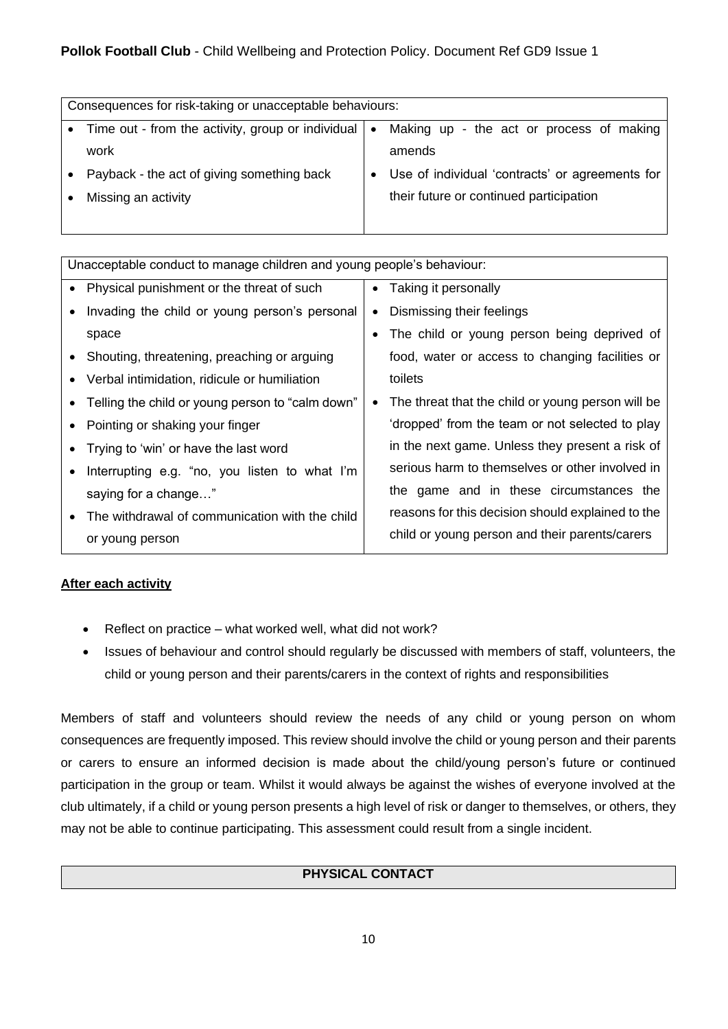| Consequences for risk-taking or unacceptable behaviours: | |
|---|---|
| • Time out - from the activity, group or individual work<br>• Payback - the act of giving something back<br>• Missing an activity | • Making up - the act or process of making amends<br>• Use of individual 'contracts' or agreements for their future or continued participation |

| Unacceptable conduct to manage children and young people's behaviour: | |
|---|---|
| • Physical punishment or the threat of such<br>• Invading the child or young person's personal space<br>• Shouting, threatening, preaching or arguing<br>• Verbal intimidation, ridicule or humiliation<br>• Telling the child or young person to "calm down"<br>• Pointing or shaking your finger<br>• Trying to 'win' or have the last word<br>• Interrupting e.g. "no, you listen to what I'm saying for a change…"<br>• The withdrawal of communication with the child or young person | • Taking it personally<br>• Dismissing their feelings<br>• The child or young person being deprived of food, water or access to changing facilities or toilets<br>• The threat that the child or young person will be 'dropped' from the team or not selected to play in the next game. Unless they present a risk of serious harm to themselves or other involved in the game and in these circumstances the reasons for this decision should explained to the child or young person and their parents/carers |

**After each activity**

- Reflect on practice – what worked well, what did not work?
- Issues of behaviour and control should regularly be discussed with members of staff, volunteers, the child or young person and their parents/carers in the context of rights and responsibilities

Members of staff and volunteers should review the needs of any child or young person on whom consequences are frequently imposed. This review should involve the child or young person and their parents or carers to ensure an informed decision is made about the child/young person's future or continued participation in the group or team. Whilst it would always be against the wishes of everyone involved at the club ultimately, if a child or young person presents a high level of risk or danger to themselves, or others, they may not be able to continue participating. This assessment could result from a single incident.

## PHYSICAL CONTACT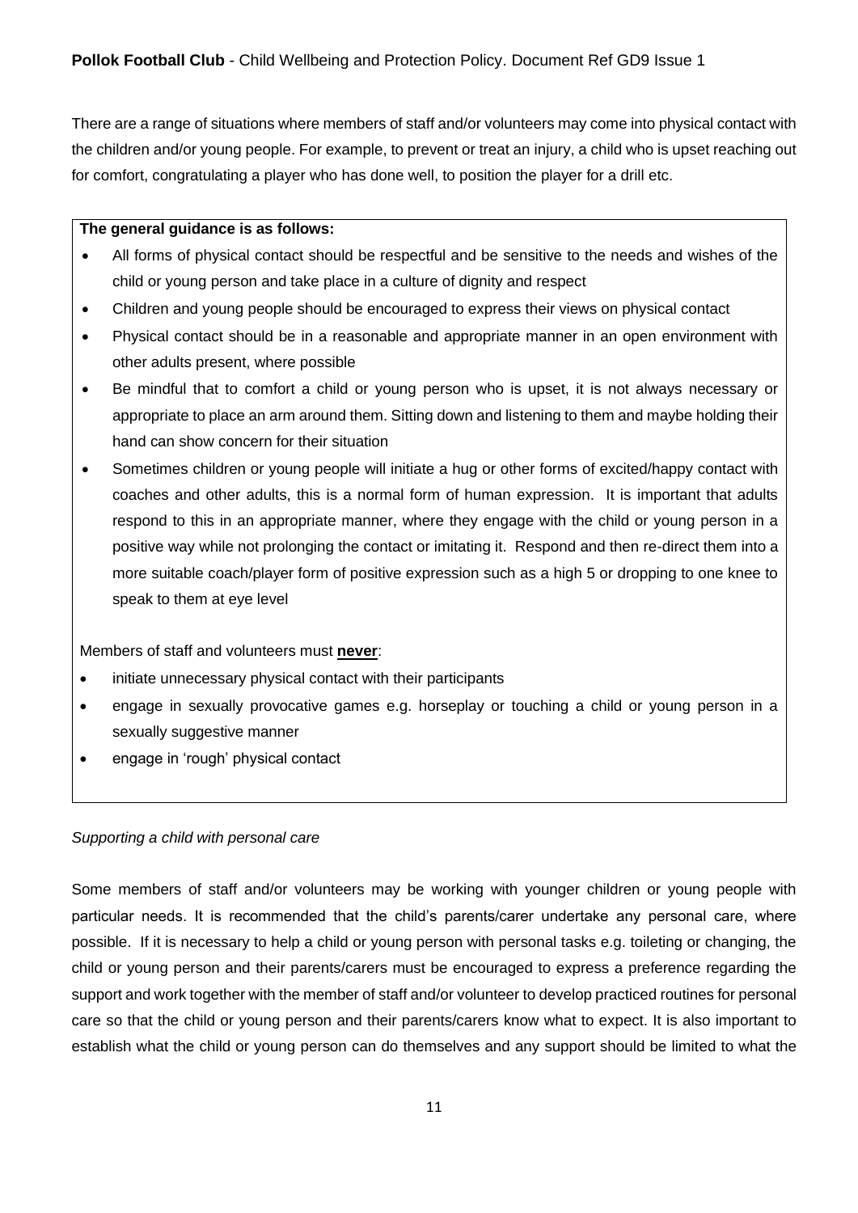There are a range of situations where members of staff and/or volunteers may come into physical contact with the children and/or young people. For example, to prevent or treat an injury, a child who is upset reaching out for comfort, congratulating a player who has done well, to position the player for a drill etc.

**The general guidance is as follows:**

- All forms of physical contact should be respectful and be sensitive to the needs and wishes of the child or young person and take place in a culture of dignity and respect
- Children and young people should be encouraged to express their views on physical contact
- Physical contact should be in a reasonable and appropriate manner in an open environment with other adults present, where possible
- Be mindful that to comfort a child or young person who is upset, it is not always necessary or appropriate to place an arm around them. Sitting down and listening to them and maybe holding their hand can show concern for their situation
- Sometimes children or young people will initiate a hug or other forms of excited/happy contact with coaches and other adults, this is a normal form of human expression. It is important that adults respond to this in an appropriate manner, where they engage with the child or young person in a positive way while not prolonging the contact or imitating it. Respond and then re-direct them into a more suitable coach/player form of positive expression such as a high 5 or dropping to one knee to speak to them at eye level

Members of staff and volunteers must **never**:

- initiate unnecessary physical contact with their participants
- engage in sexually provocative games e.g. horseplay or touching a child or young person in a sexually suggestive manner
- engage in 'rough' physical contact

*Supporting a child with personal care*

Some members of staff and/or volunteers may be working with younger children or young people with particular needs. It is recommended that the child's parents/carer undertake any personal care, where possible. If it is necessary to help a child or young person with personal tasks e.g. toileting or changing, the child or young person and their parents/carers must be encouraged to express a preference regarding the support and work together with the member of staff and/or volunteer to develop practiced routines for personal care so that the child or young person and their parents/carers know what to expect. It is also important to establish what the child or young person can do themselves and any support should be limited to what the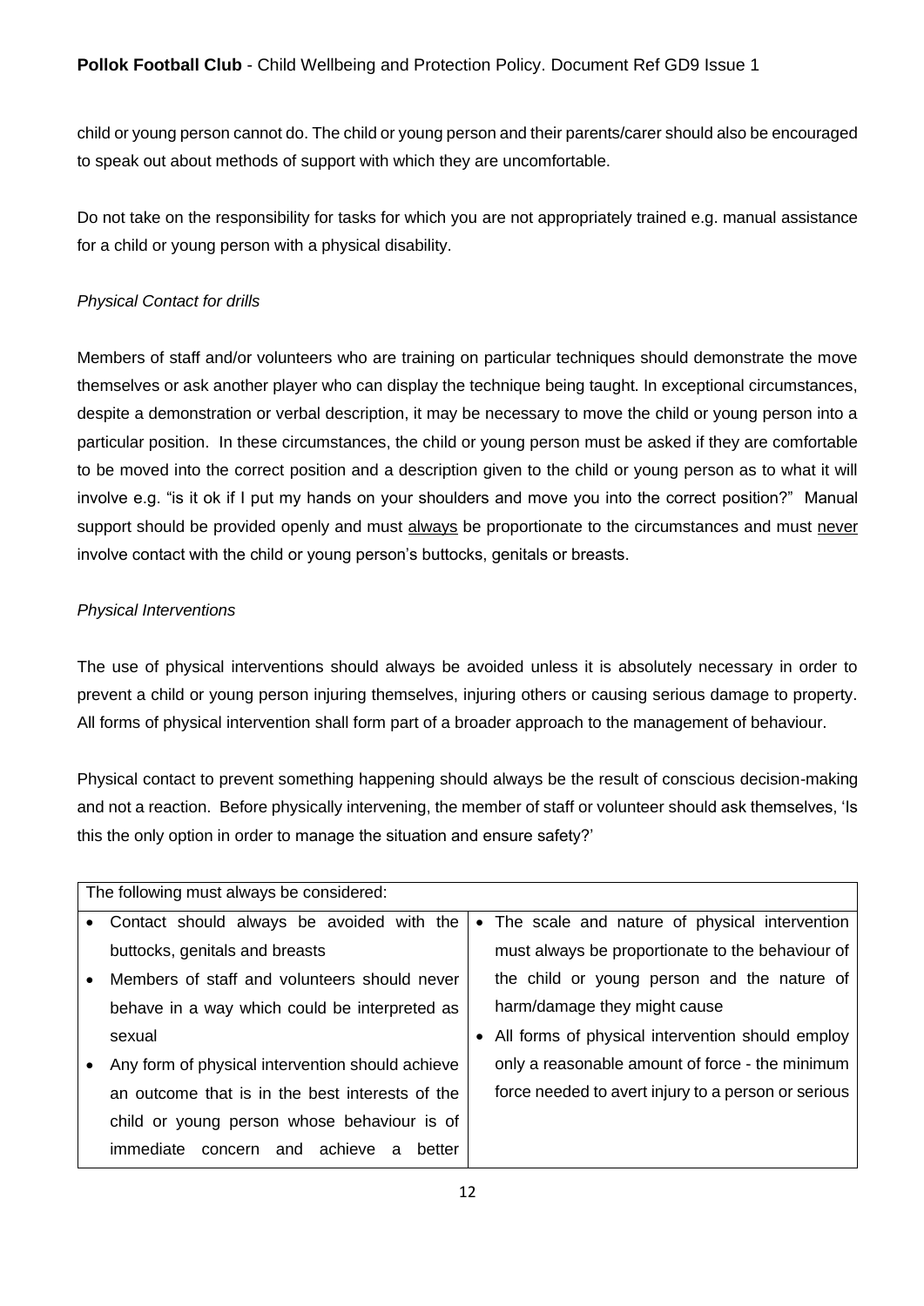child or young person cannot do. The child or young person and their parents/carer should also be encouraged to speak out about methods of support with which they are uncomfortable.

Do not take on the responsibility for tasks for which you are not appropriately trained e.g. manual assistance for a child or young person with a physical disability.

*Physical Contact for drills*

Members of staff and/or volunteers who are training on particular techniques should demonstrate the move themselves or ask another player who can display the technique being taught. In exceptional circumstances, despite a demonstration or verbal description, it may be necessary to move the child or young person into a particular position. In these circumstances, the child or young person must be asked if they are comfortable to be moved into the correct position and a description given to the child or young person as to what it will involve e.g. "is it ok if I put my hands on your shoulders and move you into the correct position?" Manual support should be provided openly and must <u>always</u> be proportionate to the circumstances and must <u>never</u> involve contact with the child or young person's buttocks, genitals or breasts.

*Physical Interventions*

The use of physical interventions should always be avoided unless it is absolutely necessary in order to prevent a child or young person injuring themselves, injuring others or causing serious damage to property. All forms of physical intervention shall form part of a broader approach to the management of behaviour.

Physical contact to prevent something happening should always be the result of conscious decision-making and not a reaction. Before physically intervening, the member of staff or volunteer should ask themselves, 'Is this the only option in order to manage the situation and ensure safety?'

| The following must always be considered: | |
|---|---|
| • Contact should always be avoided with the buttocks, genitals and breasts<br>• Members of staff and volunteers should never behave in a way which could be interpreted as sexual<br>• Any form of physical intervention should achieve an outcome that is in the best interests of the child or young person whose behaviour is of immediate concern and achieve a better | • The scale and nature of physical intervention must always be proportionate to the behaviour of the child or young person and the nature of harm/damage they might cause<br>• All forms of physical intervention should employ only a reasonable amount of force - the minimum force needed to avert injury to a person or serious |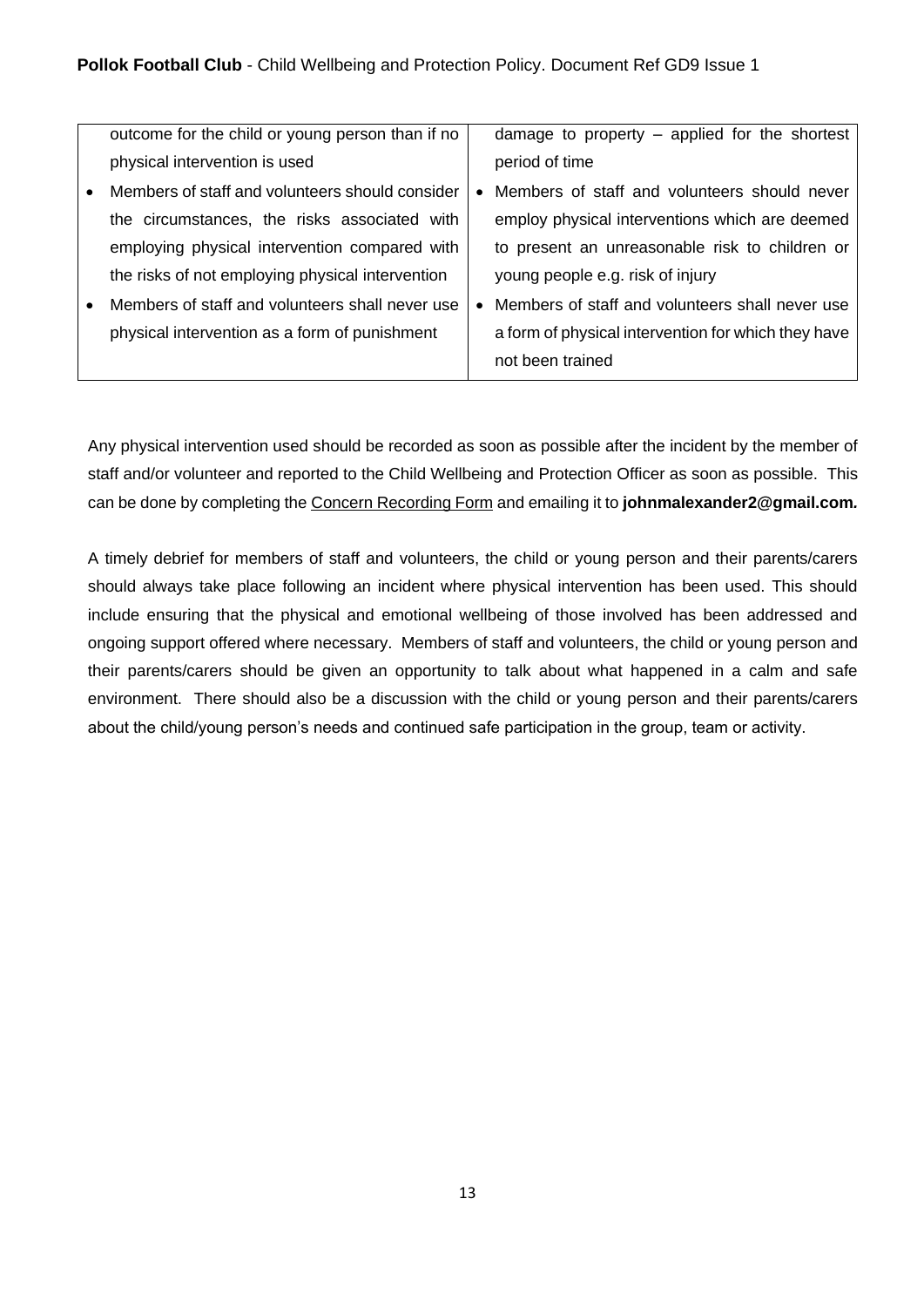| | |
|---|---|
| outcome for the child or young person than if no physical intervention is used<br>• Members of staff and volunteers should consider the circumstances, the risks associated with employing physical intervention compared with the risks of not employing physical intervention<br>• Members of staff and volunteers shall never use physical intervention as a form of punishment | damage to property – applied for the shortest period of time<br>• Members of staff and volunteers should never employ physical interventions which are deemed to present an unreasonable risk to children or young people e.g. risk of injury<br>• Members of staff and volunteers shall never use a form of physical intervention for which they have not been trained |

Any physical intervention used should be recorded as soon as possible after the incident by the member of staff and/or volunteer and reported to the Child Wellbeing and Protection Officer as soon as possible. This can be done by completing the Concern Recording Form and emailing it to **johnmalexander2@gmail.com.**

A timely debrief for members of staff and volunteers, the child or young person and their parents/carers should always take place following an incident where physical intervention has been used. This should include ensuring that the physical and emotional wellbeing of those involved has been addressed and ongoing support offered where necessary. Members of staff and volunteers, the child or young person and their parents/carers should be given an opportunity to talk about what happened in a calm and safe environment. There should also be a discussion with the child or young person and their parents/carers about the child/young person's needs and continued safe participation in the group, team or activity.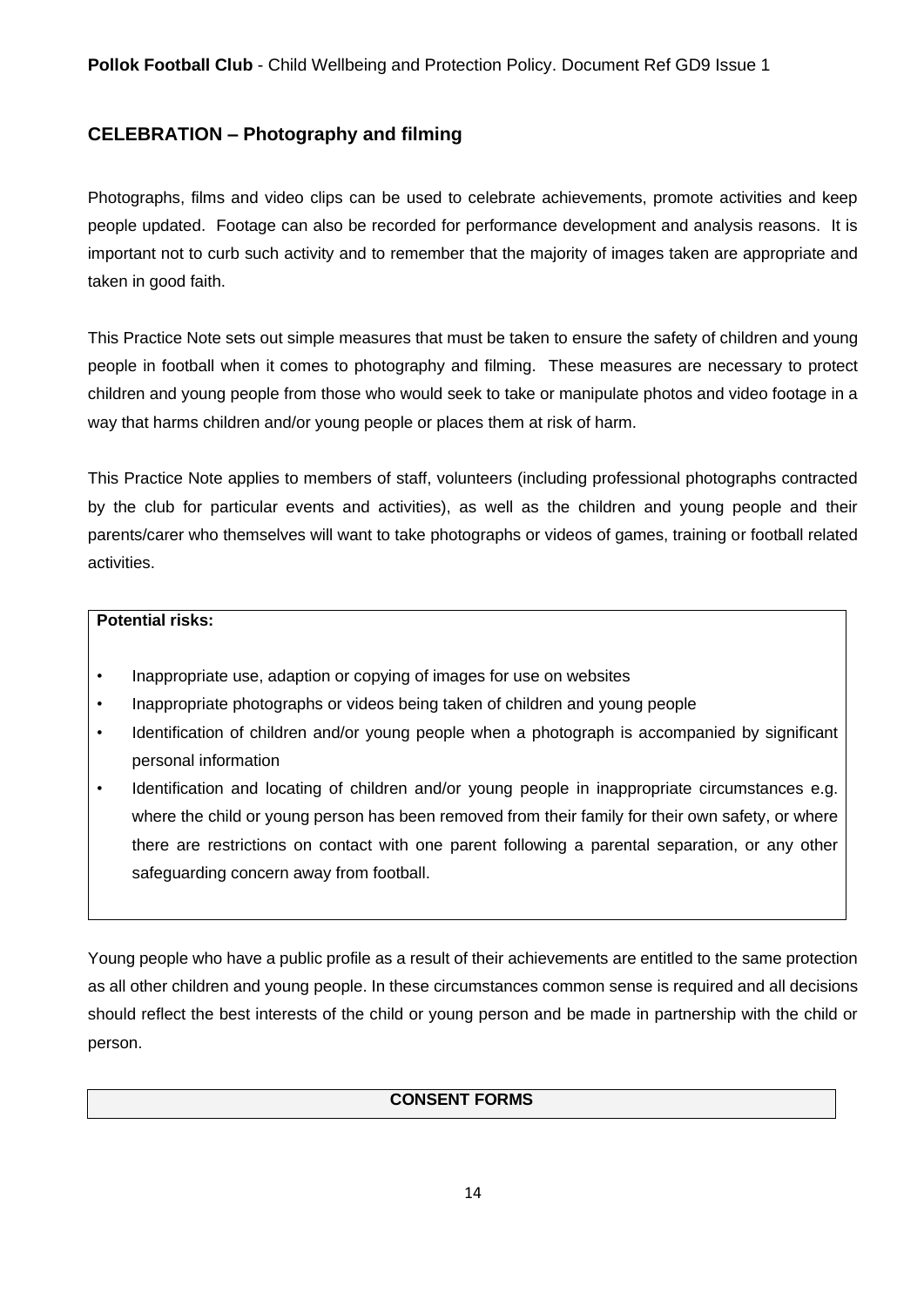## CELEBRATION – Photography and filming

Photographs, films and video clips can be used to celebrate achievements, promote activities and keep people updated. Footage can also be recorded for performance development and analysis reasons. It is important not to curb such activity and to remember that the majority of images taken are appropriate and taken in good faith.

This Practice Note sets out simple measures that must be taken to ensure the safety of children and young people in football when it comes to photography and filming. These measures are necessary to protect children and young people from those who would seek to take or manipulate photos and video footage in a way that harms children and/or young people or places them at risk of harm.

This Practice Note applies to members of staff, volunteers (including professional photographs contracted by the club for particular events and activities), as well as the children and young people and their parents/carer who themselves will want to take photographs or videos of games, training or football related activities.

**Potential risks:**

- Inappropriate use, adaption or copying of images for use on websites
- Inappropriate photographs or videos being taken of children and young people
- Identification of children and/or young people when a photograph is accompanied by significant personal information
- Identification and locating of children and/or young people in inappropriate circumstances e.g. where the child or young person has been removed from their family for their own safety, or where there are restrictions on contact with one parent following a parental separation, or any other safeguarding concern away from football.

Young people who have a public profile as a result of their achievements are entitled to the same protection as all other children and young people. In these circumstances common sense is required and all decisions should reflect the best interests of the child or young person and be made in partnership with the child or person.

**CONSENT FORMS**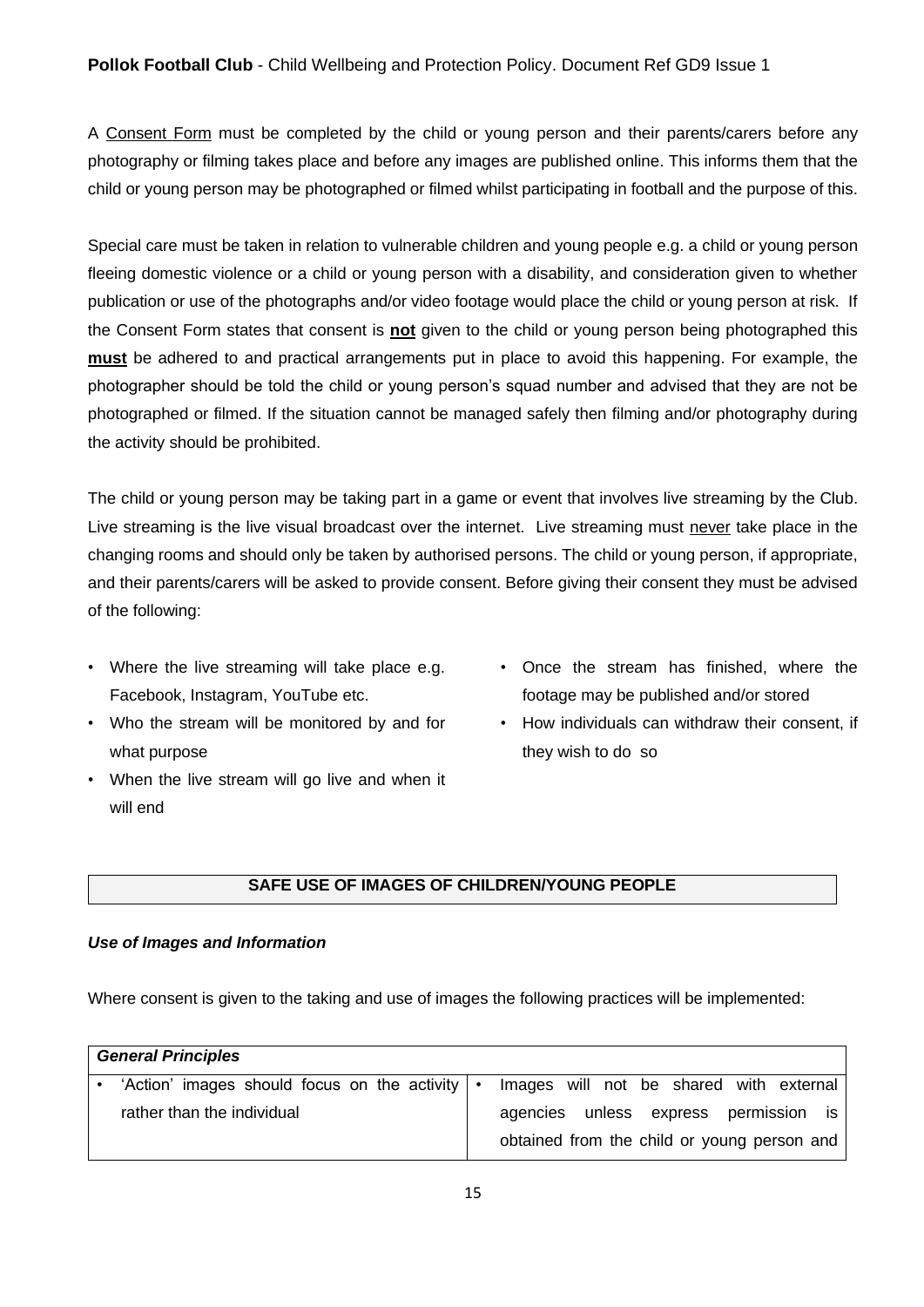A Consent Form must be completed by the child or young person and their parents/carers before any photography or filming takes place and before any images are published online. This informs them that the child or young person may be photographed or filmed whilst participating in football and the purpose of this.

Special care must be taken in relation to vulnerable children and young people e.g. a child or young person fleeing domestic violence or a child or young person with a disability, and consideration given to whether publication or use of the photographs and/or video footage would place the child or young person at risk. If the Consent Form states that consent is **not** given to the child or young person being photographed this **must** be adhered to and practical arrangements put in place to avoid this happening. For example, the photographer should be told the child or young person's squad number and advised that they are not be photographed or filmed. If the situation cannot be managed safely then filming and/or photography during the activity should be prohibited.

The child or young person may be taking part in a game or event that involves live streaming by the Club. Live streaming is the live visual broadcast over the internet. Live streaming must never take place in the changing rooms and should only be taken by authorised persons. The child or young person, if appropriate, and their parents/carers will be asked to provide consent. Before giving their consent they must be advised of the following:

- Where the live streaming will take place e.g. Facebook, Instagram, YouTube etc.
- Who the stream will be monitored by and for what purpose
- When the live stream will go live and when it will end
- Once the stream has finished, where the footage may be published and/or stored
- How individuals can withdraw their consent, if they wish to do so

## SAFE USE OF IMAGES OF CHILDREN/YOUNG PEOPLE

***Use of Images and Information***

Where consent is given to the taking and use of images the following practices will be implemented:

| ***General Principles*** | |
|---|---|
| • 'Action' images should focus on the activity rather than the individual | • Images will not be shared with external agencies unless express permission is obtained from the child or young person and |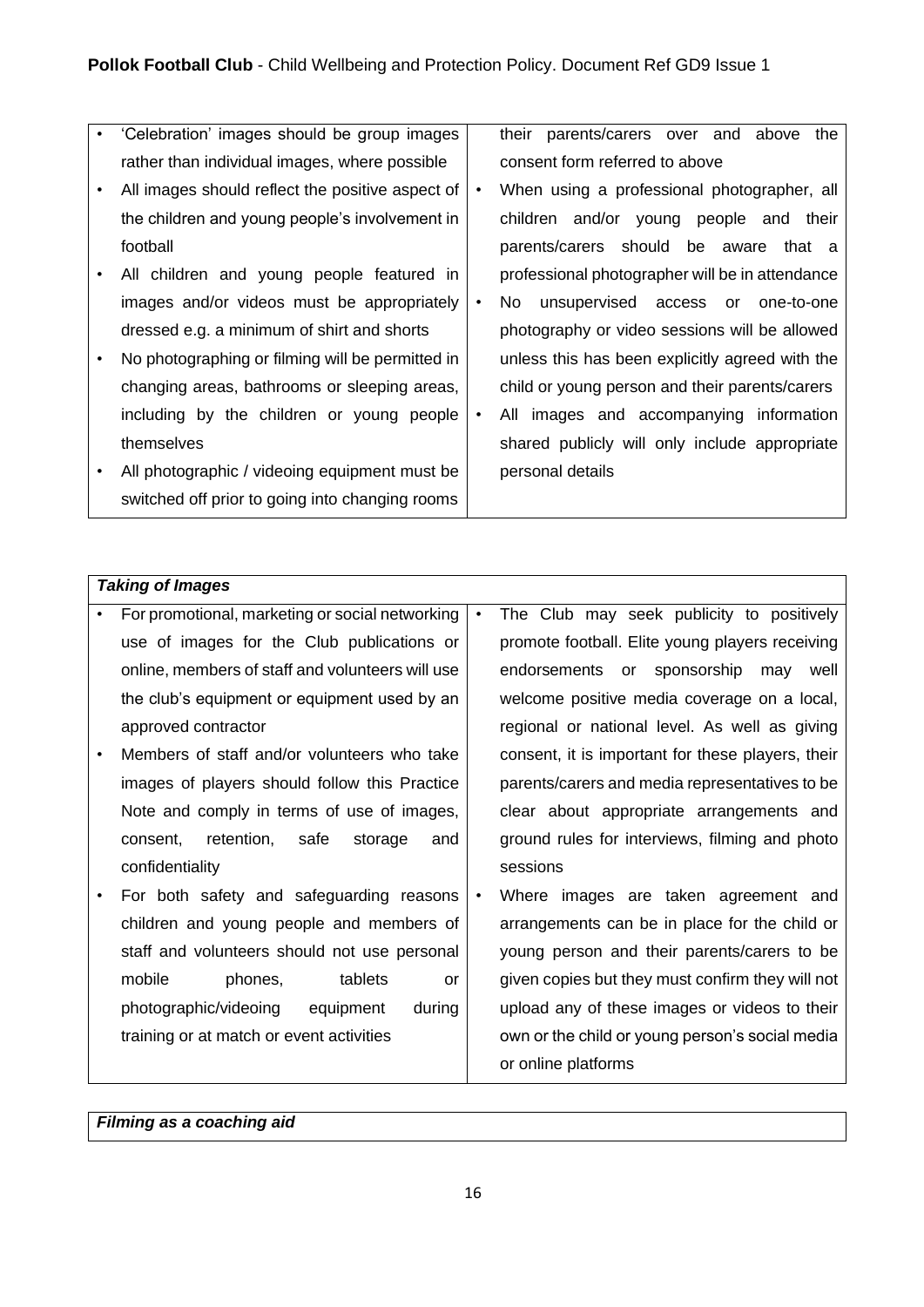- 'Celebration' images should be group images rather than individual images, where possible
- All images should reflect the positive aspect of the children and young people's involvement in football
- All children and young people featured in images and/or videos must be appropriately dressed e.g. a minimum of shirt and shorts
- No photographing or filming will be permitted in changing areas, bathrooms or sleeping areas, including by the children or young people themselves
- All photographic / videoing equipment must be switched off prior to going into changing rooms

their parents/carers over and above the consent form referred to above

- When using a professional photographer, all children and/or young people and their parents/carers should be aware that a professional photographer will be in attendance
- No unsupervised access or one-to-one photography or video sessions will be allowed unless this has been explicitly agreed with the child or young person and their parents/carers
- All images and accompanying information shared publicly will only include appropriate personal details

***Taking of Images***

- For promotional, marketing or social networking use of images for the Club publications or online, members of staff and volunteers will use the club's equipment or equipment used by an approved contractor
- Members of staff and/or volunteers who take images of players should follow this Practice Note and comply in terms of use of images, consent, retention, safe storage and confidentiality
- For both safety and safeguarding reasons children and young people and members of staff and volunteers should not use personal mobile phones, tablets or photographic/videoing equipment during training or at match or event activities
- The Club may seek publicity to positively promote football. Elite young players receiving endorsements or sponsorship may well welcome positive media coverage on a local, regional or national level. As well as giving consent, it is important for these players, their parents/carers and media representatives to be clear about appropriate arrangements and ground rules for interviews, filming and photo sessions
- Where images are taken agreement and arrangements can be in place for the child or young person and their parents/carers to be given copies but they must confirm they will not upload any of these images or videos to their own or the child or young person's social media or online platforms

***Filming as a coaching aid***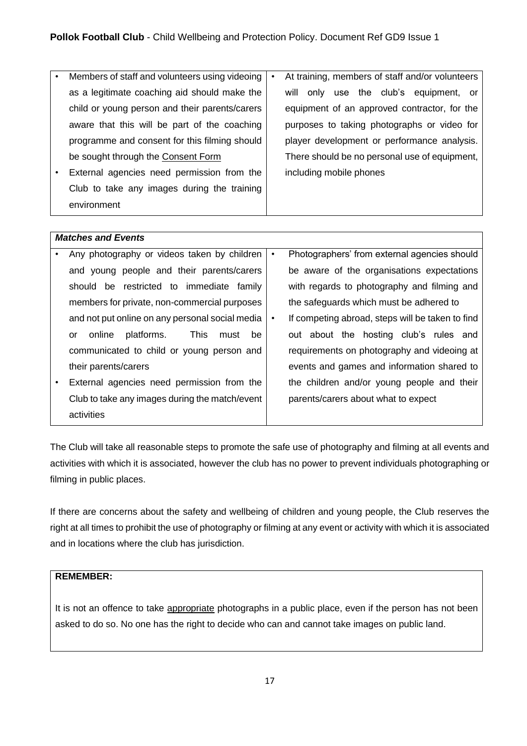| | |
|---|---|
| • Members of staff and volunteers using videoing as a legitimate coaching aid should make the child or young person and their parents/carers aware that this will be part of the coaching programme and consent for this filming should be sought through the Consent Form<br>• External agencies need permission from the Club to take any images during the training environment | • At training, members of staff and/or volunteers will only use the club's equipment, or equipment of an approved contractor, for the purposes to taking photographs or video for player development or performance analysis. There should be no personal use of equipment, including mobile phones |

| ***Matches and Events*** | |
|---|---|
| • Any photography or videos taken by children and young people and their parents/carers should be restricted to immediate family members for private, non-commercial purposes and not put online on any personal social media or online platforms. This must be communicated to child or young person and their parents/carers<br>• External agencies need permission from the Club to take any images during the match/event activities | • Photographers' from external agencies should be aware of the organisations expectations with regards to photography and filming and the safeguards which must be adhered to<br>• If competing abroad, steps will be taken to find out about the hosting club's rules and requirements on photography and videoing at events and games and information shared to the children and/or young people and their parents/carers about what to expect |

The Club will take all reasonable steps to promote the safe use of photography and filming at all events and activities with which it is associated, however the club has no power to prevent individuals photographing or filming in public places.

If there are concerns about the safety and wellbeing of children and young people, the Club reserves the right at all times to prohibit the use of photography or filming at any event or activity with which it is associated and in locations where the club has jurisdiction.

**REMEMBER:**

It is not an offence to take appropriate photographs in a public place, even if the person has not been asked to do so. No one has the right to decide who can and cannot take images on public land.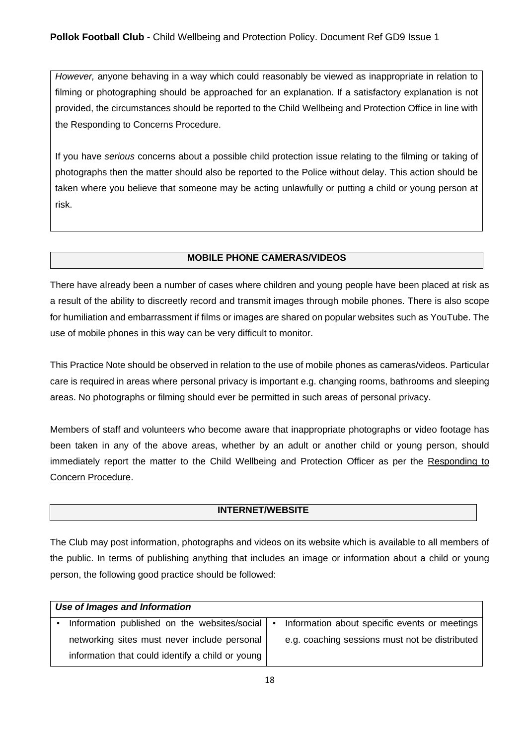*However,* anyone behaving in a way which could reasonably be viewed as inappropriate in relation to filming or photographing should be approached for an explanation. If a satisfactory explanation is not provided, the circumstances should be reported to the Child Wellbeing and Protection Office in line with the Responding to Concerns Procedure.

If you have *serious* concerns about a possible child protection issue relating to the filming or taking of photographs then the matter should also be reported to the Police without delay. This action should be taken where you believe that someone may be acting unlawfully or putting a child or young person at risk.

## MOBILE PHONE CAMERAS/VIDEOS

There have already been a number of cases where children and young people have been placed at risk as a result of the ability to discreetly record and transmit images through mobile phones. There is also scope for humiliation and embarrassment if films or images are shared on popular websites such as YouTube. The use of mobile phones in this way can be very difficult to monitor.

This Practice Note should be observed in relation to the use of mobile phones as cameras/videos. Particular care is required in areas where personal privacy is important e.g. changing rooms, bathrooms and sleeping areas. No photographs or filming should ever be permitted in such areas of personal privacy.

Members of staff and volunteers who become aware that inappropriate photographs or video footage has been taken in any of the above areas, whether by an adult or another child or young person, should immediately report the matter to the Child Wellbeing and Protection Officer as per the Responding to Concern Procedure.

## INTERNET/WEBSITE

The Club may post information, photographs and videos on its website which is available to all members of the public. In terms of publishing anything that includes an image or information about a child or young person, the following good practice should be followed:

| ***Use of Images and Information*** | |
|---|---|
| • Information published on the websites/social networking sites must never include personal information that could identify a child or young | • Information about specific events or meetings e.g. coaching sessions must not be distributed |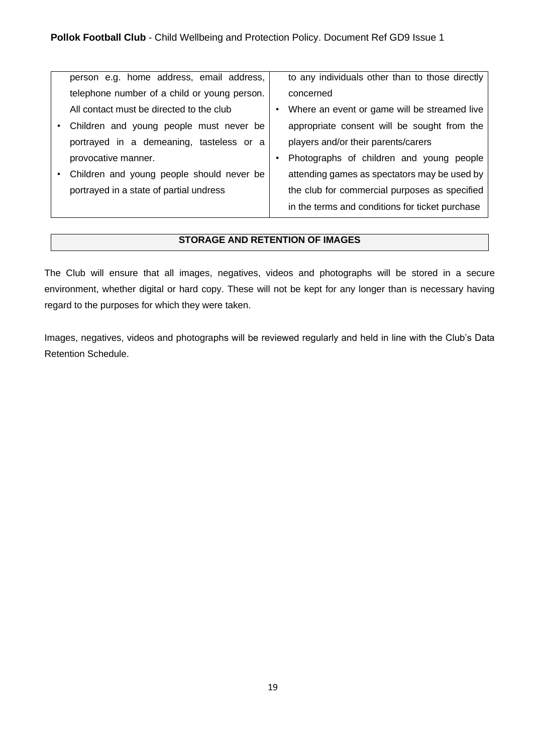| | |
|---|---|
| person e.g. home address, email address, telephone number of a child or young person. All contact must be directed to the club<br>• Children and young people must never be portrayed in a demeaning, tasteless or a provocative manner.<br>• Children and young people should never be portrayed in a state of partial undress | to any individuals other than to those directly concerned<br>• Where an event or game will be streamed live appropriate consent will be sought from the players and/or their parents/carers<br>• Photographs of children and young people attending games as spectators may be used by the club for commercial purposes as specified in the terms and conditions for ticket purchase |

## STORAGE AND RETENTION OF IMAGES

The Club will ensure that all images, negatives, videos and photographs will be stored in a secure environment, whether digital or hard copy. These will not be kept for any longer than is necessary having regard to the purposes for which they were taken.

Images, negatives, videos and photographs will be reviewed regularly and held in line with the Club's Data Retention Schedule.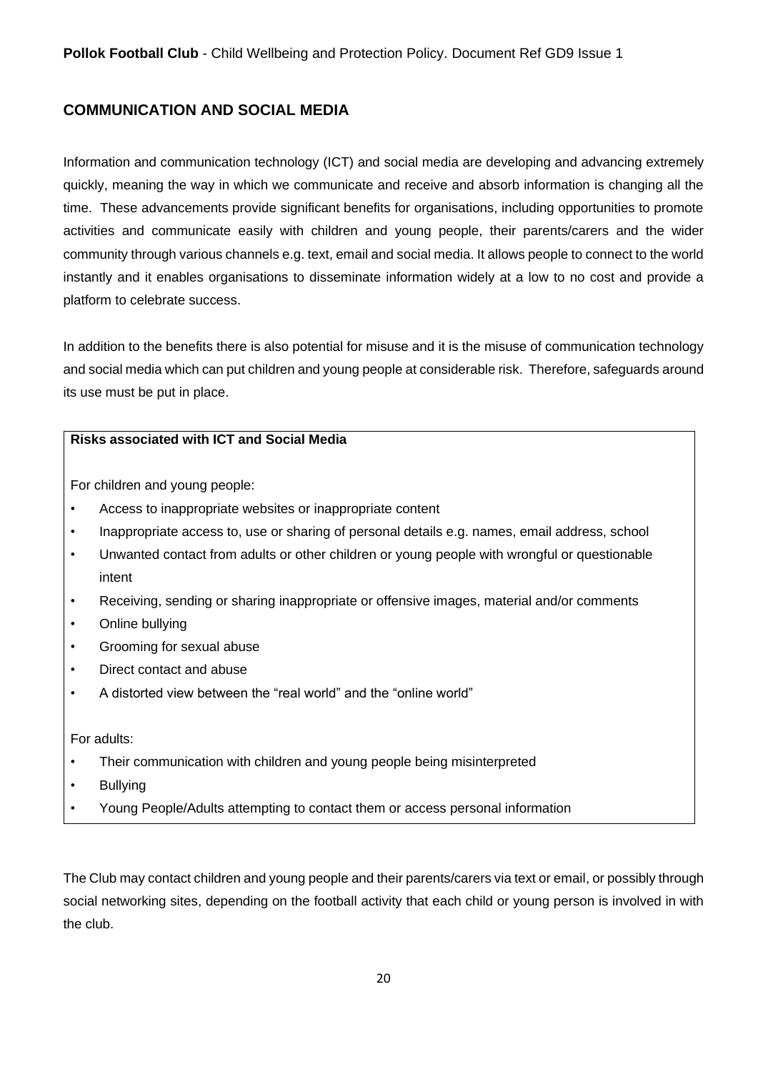## COMMUNICATION AND SOCIAL MEDIA

Information and communication technology (ICT) and social media are developing and advancing extremely quickly, meaning the way in which we communicate and receive and absorb information is changing all the time. These advancements provide significant benefits for organisations, including opportunities to promote activities and communicate easily with children and young people, their parents/carers and the wider community through various channels e.g. text, email and social media. It allows people to connect to the world instantly and it enables organisations to disseminate information widely at a low to no cost and provide a platform to celebrate success.

In addition to the benefits there is also potential for misuse and it is the misuse of communication technology and social media which can put children and young people at considerable risk. Therefore, safeguards around its use must be put in place.

**Risks associated with ICT and Social Media**

For children and young people:

- Access to inappropriate websites or inappropriate content
- Inappropriate access to, use or sharing of personal details e.g. names, email address, school
- Unwanted contact from adults or other children or young people with wrongful or questionable intent
- Receiving, sending or sharing inappropriate or offensive images, material and/or comments
- Online bullying
- Grooming for sexual abuse
- Direct contact and abuse
- A distorted view between the "real world" and the "online world"

For adults:

- Their communication with children and young people being misinterpreted
- Bullying
- Young People/Adults attempting to contact them or access personal information

The Club may contact children and young people and their parents/carers via text or email, or possibly through social networking sites, depending on the football activity that each child or young person is involved in with the club.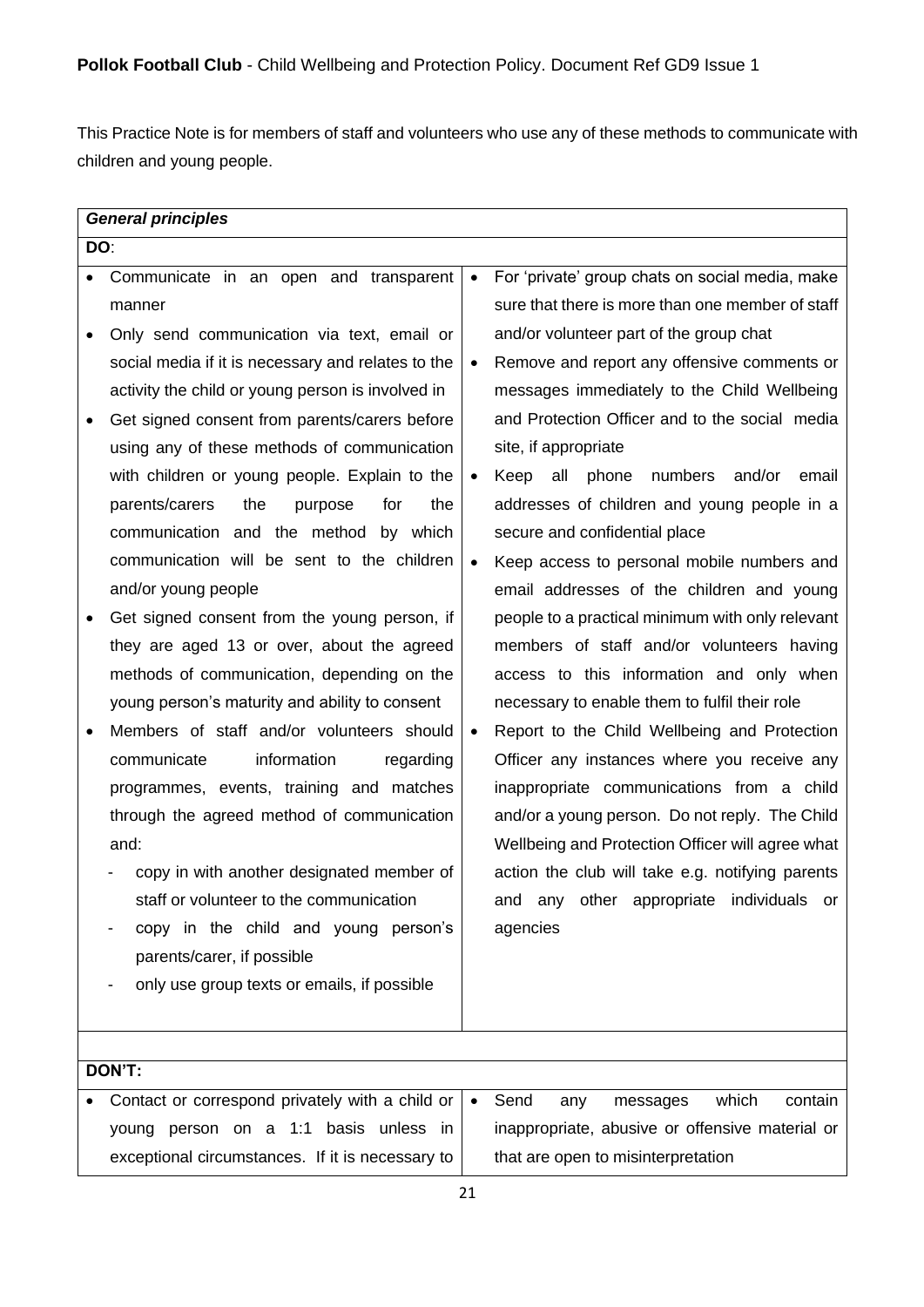This Practice Note is for members of staff and volunteers who use any of these methods to communicate with children and young people.

| *General principles* | |
|---|---|
| **DO**: | |
| • Communicate in an open and transparent manner<br>• Only send communication via text, email or social media if it is necessary and relates to the activity the child or young person is involved in<br>• Get signed consent from parents/carers before using any of these methods of communication with children or young people. Explain to the parents/carers the purpose for the communication and the method by which communication will be sent to the children and/or young people<br>• Get signed consent from the young person, if they are aged 13 or over, about the agreed methods of communication, depending on the young person's maturity and ability to consent<br>• Members of staff and/or volunteers should communicate information regarding programmes, events, training and matches through the agreed method of communication and:<br>- copy in with another designated member of staff or volunteer to the communication<br>- copy in the child and young person's parents/carer, if possible<br>- only use group texts or emails, if possible | • For 'private' group chats on social media, make sure that there is more than one member of staff and/or volunteer part of the group chat<br>• Remove and report any offensive comments or messages immediately to the Child Wellbeing and Protection Officer and to the social media site, if appropriate<br>• Keep all phone numbers and/or email addresses of children and young people in a secure and confidential place<br>• Keep access to personal mobile numbers and email addresses of the children and young people to a practical minimum with only relevant members of staff and/or volunteers having access to this information and only when necessary to enable them to fulfil their role<br>• Report to the Child Wellbeing and Protection Officer any instances where you receive any inappropriate communications from a child and/or a young person. Do not reply. The Child Wellbeing and Protection Officer will agree what action the club will take e.g. notifying parents and any other appropriate individuals or agencies |
| | |
| **DON'T:** | |
| • Contact or correspond privately with a child or young person on a 1:1 basis unless in exceptional circumstances. If it is necessary to | • Send any messages which contain inappropriate, abusive or offensive material or that are open to misinterpretation |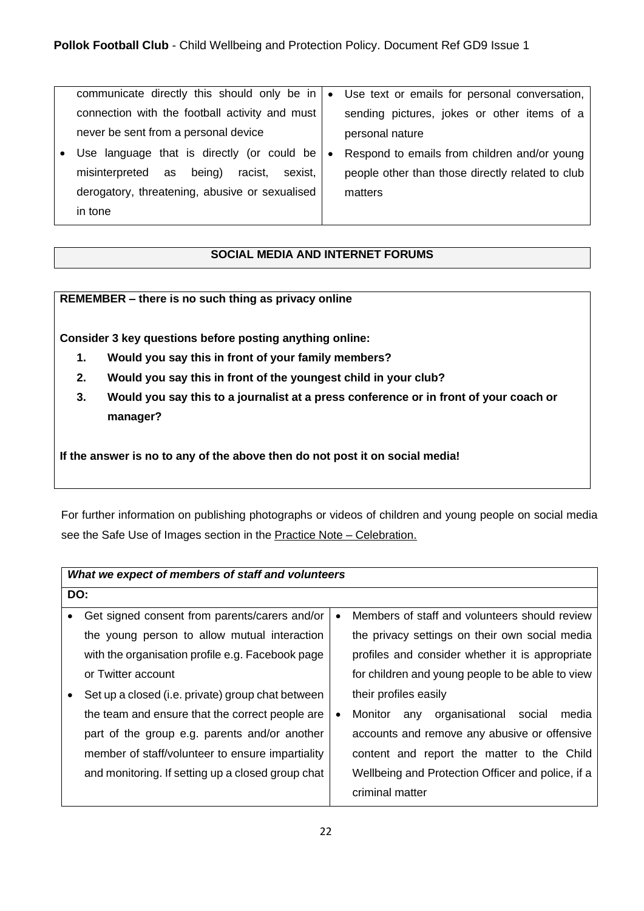| | |
|---|---|
| communicate directly this should only be in connection with the football activity and must never be sent from a personal device<br>• Use language that is directly (or could be misinterpreted as being) racist, sexist, derogatory, threatening, abusive or sexualised in tone | • Use text or emails for personal conversation, sending pictures, jokes or other items of a personal nature<br>• Respond to emails from children and/or young people other than those directly related to club matters |

| SOCIAL MEDIA AND INTERNET FORUMS |
|---|

**REMEMBER – there is no such thing as privacy online**

**Consider 3 key questions before posting anything online:**

1. **Would you say this in front of your family members?**
2. **Would you say this in front of the youngest child in your club?**
3. **Would you say this to a journalist at a press conference or in front of your coach or manager?**

**If the answer is no to any of the above then do not post it on social media!**

For further information on publishing photographs or videos of children and young people on social media see the Safe Use of Images section in the Practice Note – Celebration.

| ***What we expect of members of staff and volunteers*** | |
|---|---|
| **DO:** | |
| • Get signed consent from parents/carers and/or the young person to allow mutual interaction with the organisation profile e.g. Facebook page or Twitter account<br>• Set up a closed (i.e. private) group chat between the team and ensure that the correct people are part of the group e.g. parents and/or another member of staff/volunteer to ensure impartiality and monitoring. If setting up a closed group chat | • Members of staff and volunteers should review the privacy settings on their own social media profiles and consider whether it is appropriate for children and young people to be able to view their profiles easily<br>• Monitor any organisational social media accounts and remove any abusive or offensive content and report the matter to the Child Wellbeing and Protection Officer and police, if a criminal matter |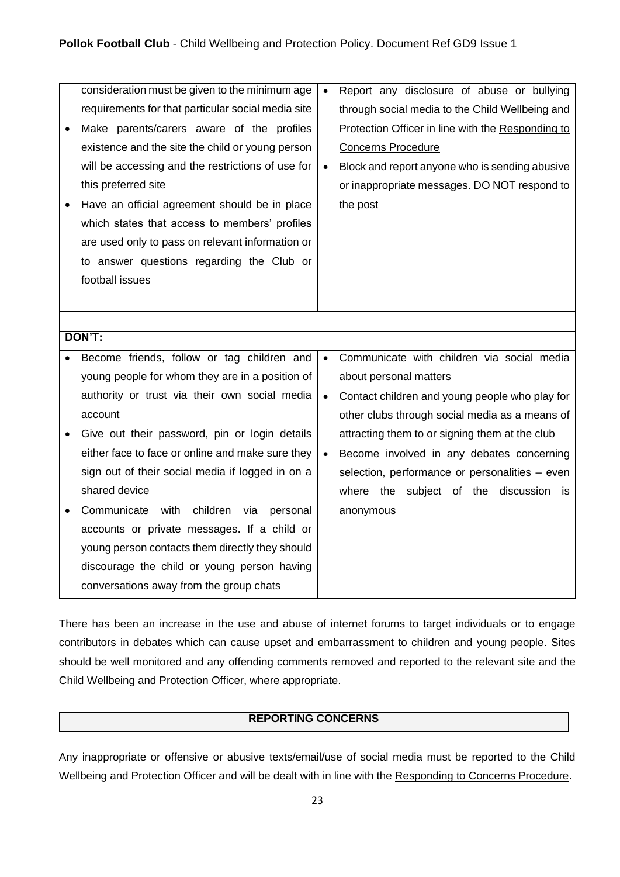| | |
|---|---|
| consideration <u>must</u> be given to the minimum age requirements for that particular social media site<br>• Make parents/carers aware of the profiles existence and the site the child or young person will be accessing and the restrictions of use for this preferred site<br>• Have an official agreement should be in place which states that access to members' profiles are used only to pass on relevant information or to answer questions regarding the Club or football issues | • Report any disclosure of abuse or bullying through social media to the Child Wellbeing and Protection Officer in line with the Responding to Concerns Procedure<br>• Block and report anyone who is sending abusive or inappropriate messages. DO NOT respond to the post |
| | |
| **DON'T:** | |
| • Become friends, follow or tag children and young people for whom they are in a position of authority or trust via their own social media account<br>• Give out their password, pin or login details either face to face or online and make sure they sign out of their social media if logged in on a shared device<br>• Communicate with children via personal accounts or private messages. If a child or young person contacts them directly they should discourage the child or young person having conversations away from the group chats | • Communicate with children via social media about personal matters<br>• Contact children and young people who play for other clubs through social media as a means of attracting them to or signing them at the club<br>• Become involved in any debates concerning selection, performance or personalities – even where the subject of the discussion is anonymous |

There has been an increase in the use and abuse of internet forums to target individuals or to engage contributors in debates which can cause upset and embarrassment to children and young people. Sites should be well monitored and any offending comments removed and reported to the relevant site and the Child Wellbeing and Protection Officer, where appropriate.

## REPORTING CONCERNS

Any inappropriate or offensive or abusive texts/email/use of social media must be reported to the Child Wellbeing and Protection Officer and will be dealt with in line with the Responding to Concerns Procedure.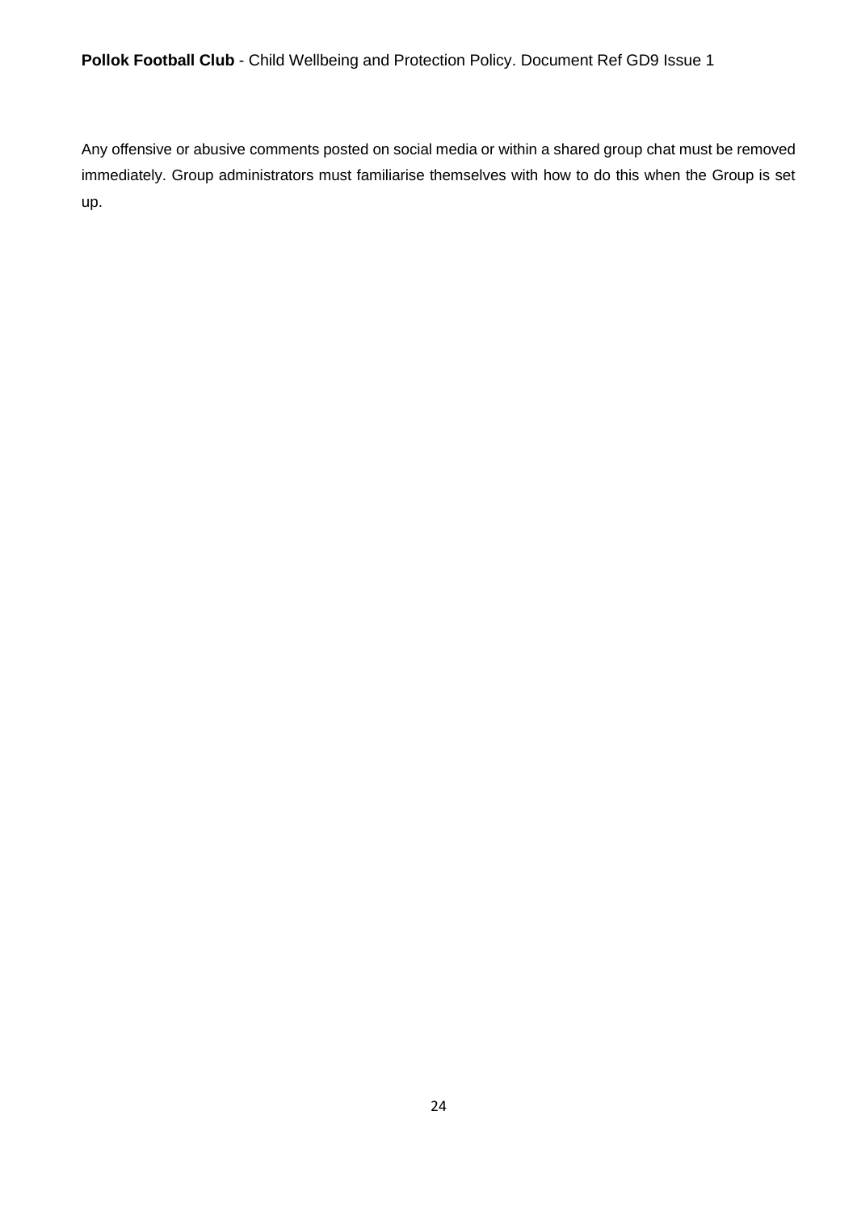Any offensive or abusive comments posted on social media or within a shared group chat must be removed immediately. Group administrators must familiarise themselves with how to do this when the Group is set up.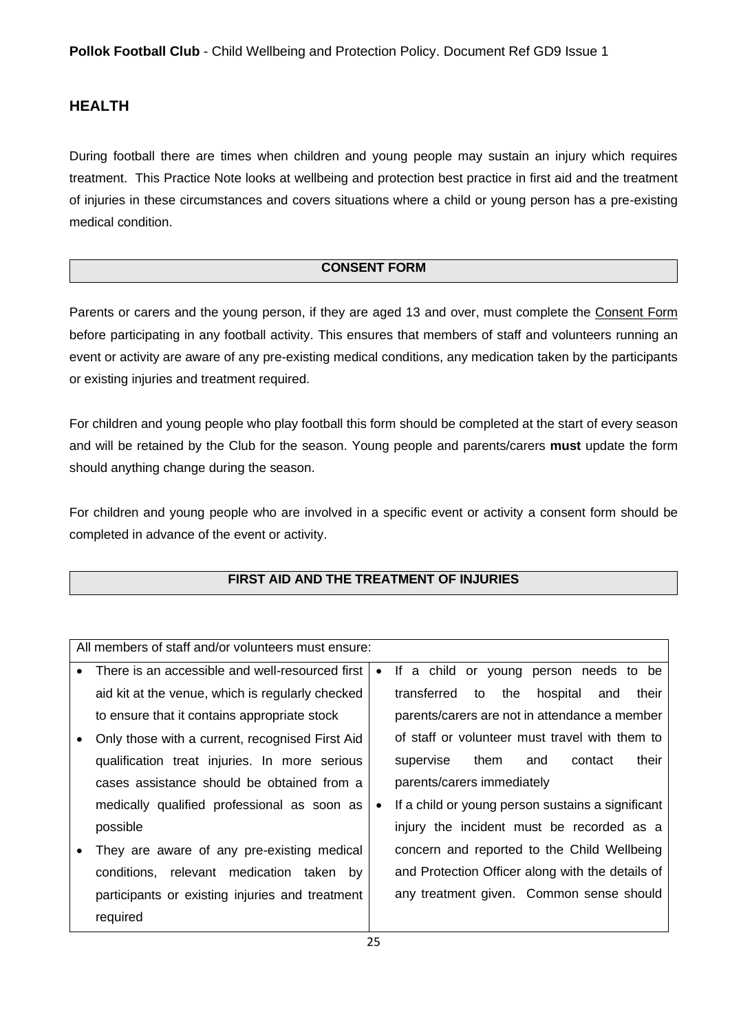## HEALTH

During football there are times when children and young people may sustain an injury which requires treatment. This Practice Note looks at wellbeing and protection best practice in first aid and the treatment of injuries in these circumstances and covers situations where a child or young person has a pre-existing medical condition.

### CONSENT FORM

Parents or carers and the young person, if they are aged 13 and over, must complete the Consent Form before participating in any football activity. This ensures that members of staff and volunteers running an event or activity are aware of any pre-existing medical conditions, any medication taken by the participants or existing injuries and treatment required.

For children and young people who play football this form should be completed at the start of every season and will be retained by the Club for the season. Young people and parents/carers **must** update the form should anything change during the season.

For children and young people who are involved in a specific event or activity a consent form should be completed in advance of the event or activity.

### FIRST AID AND THE TREATMENT OF INJURIES

All members of staff and/or volunteers must ensure:

- There is an accessible and well-resourced first aid kit at the venue, which is regularly checked to ensure that it contains appropriate stock
- Only those with a current, recognised First Aid qualification treat injuries. In more serious cases assistance should be obtained from a medically qualified professional as soon as possible
- They are aware of any pre-existing medical conditions, relevant medication taken by participants or existing injuries and treatment required
- If a child or young person needs to be transferred to the hospital and their parents/carers are not in attendance a member of staff or volunteer must travel with them to supervise them and contact their parents/carers immediately
- If a child or young person sustains a significant injury the incident must be recorded as a concern and reported to the Child Wellbeing and Protection Officer along with the details of any treatment given. Common sense should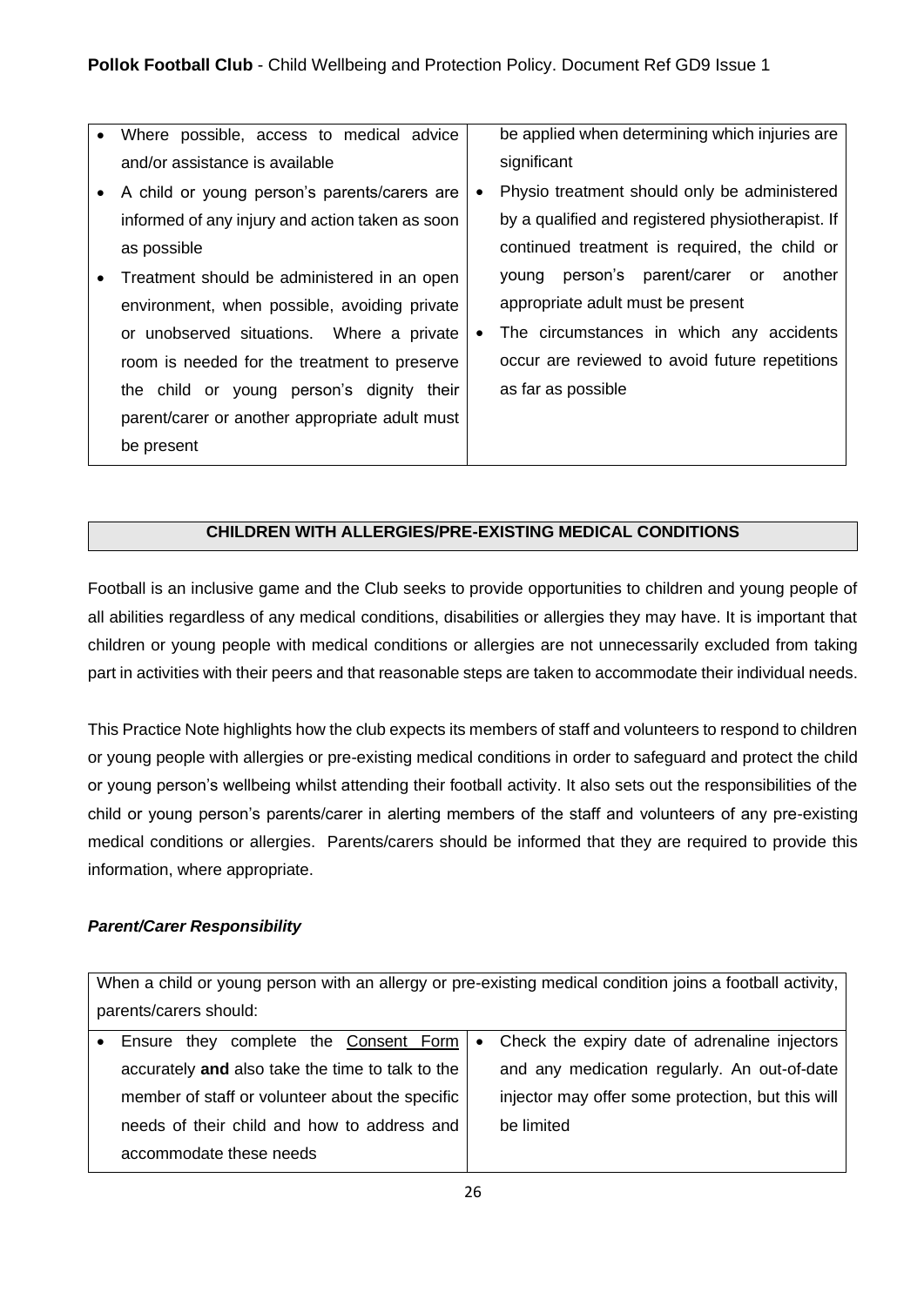| | |
|---|---|
| • Where possible, access to medical advice and/or assistance is available<br>• A child or young person's parents/carers are informed of any injury and action taken as soon as possible<br>• Treatment should be administered in an open environment, when possible, avoiding private or unobserved situations. Where a private room is needed for the treatment to preserve the child or young person's dignity their parent/carer or another appropriate adult must be present | be applied when determining which injuries are significant<br>• Physio treatment should only be administered by a qualified and registered physiotherapist. If continued treatment is required, the child or young person's parent/carer or another appropriate adult must be present<br>• The circumstances in which any accidents occur are reviewed to avoid future repetitions as far as possible |

## CHILDREN WITH ALLERGIES/PRE-EXISTING MEDICAL CONDITIONS

Football is an inclusive game and the Club seeks to provide opportunities to children and young people of all abilities regardless of any medical conditions, disabilities or allergies they may have. It is important that children or young people with medical conditions or allergies are not unnecessarily excluded from taking part in activities with their peers and that reasonable steps are taken to accommodate their individual needs.

This Practice Note highlights how the club expects its members of staff and volunteers to respond to children or young people with allergies or pre-existing medical conditions in order to safeguard and protect the child or young person's wellbeing whilst attending their football activity. It also sets out the responsibilities of the child or young person's parents/carer in alerting members of the staff and volunteers of any pre-existing medical conditions or allergies. Parents/carers should be informed that they are required to provide this information, where appropriate.

***Parent/Carer Responsibility***

| When a child or young person with an allergy or pre-existing medical condition joins a football activity, parents/carers should: | |
|---|---|
| • Ensure they complete the Consent Form accurately **and** also take the time to talk to the member of staff or volunteer about the specific needs of their child and how to address and accommodate these needs | • Check the expiry date of adrenaline injectors and any medication regularly. An out-of-date injector may offer some protection, but this will be limited |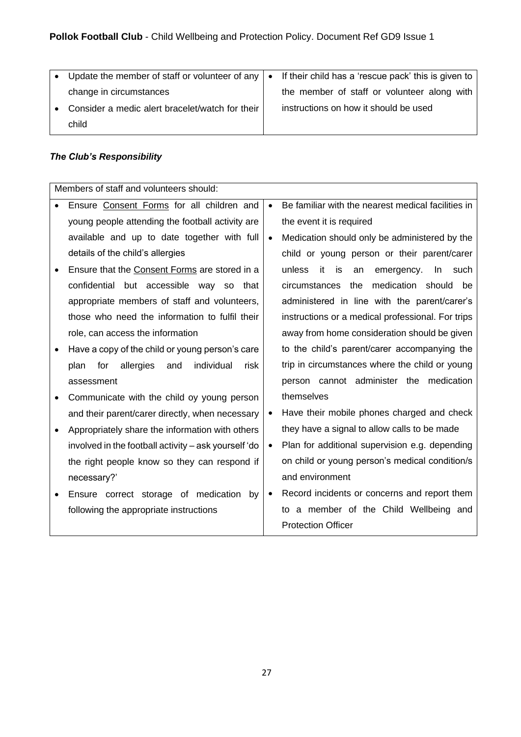| • Update the member of staff or volunteer of any change in circumstances<br>• Consider a medic alert bracelet/watch for their child | • If their child has a 'rescue pack' this is given to the member of staff or volunteer along with instructions on how it should be used |
|---|---|

### *The Club's Responsibility*

| Members of staff and volunteers should: | |
|---|---|
| • Ensure Consent Forms for all children and young people attending the football activity are available and up to date together with full details of the child's allergies<br>• Ensure that the Consent Forms are stored in a confidential but accessible way so that appropriate members of staff and volunteers, those who need the information to fulfil their role, can access the information<br>• Have a copy of the child or young person's care plan for allergies and individual risk assessment<br>• Communicate with the child oy young person and their parent/carer directly, when necessary<br>• Appropriately share the information with others involved in the football activity – ask yourself 'do the right people know so they can respond if necessary?'<br>• Ensure correct storage of medication by following the appropriate instructions | • Be familiar with the nearest medical facilities in the event it is required<br>• Medication should only be administered by the child or young person or their parent/carer unless it is an emergency. In such circumstances the medication should be administered in line with the parent/carer's instructions or a medical professional. For trips away from home consideration should be given to the child's parent/carer accompanying the trip in circumstances where the child or young person cannot administer the medication themselves<br>• Have their mobile phones charged and check they have a signal to allow calls to be made<br>• Plan for additional supervision e.g. depending on child or young person's medical condition/s and environment<br>• Record incidents or concerns and report them to a member of the Child Wellbeing and Protection Officer |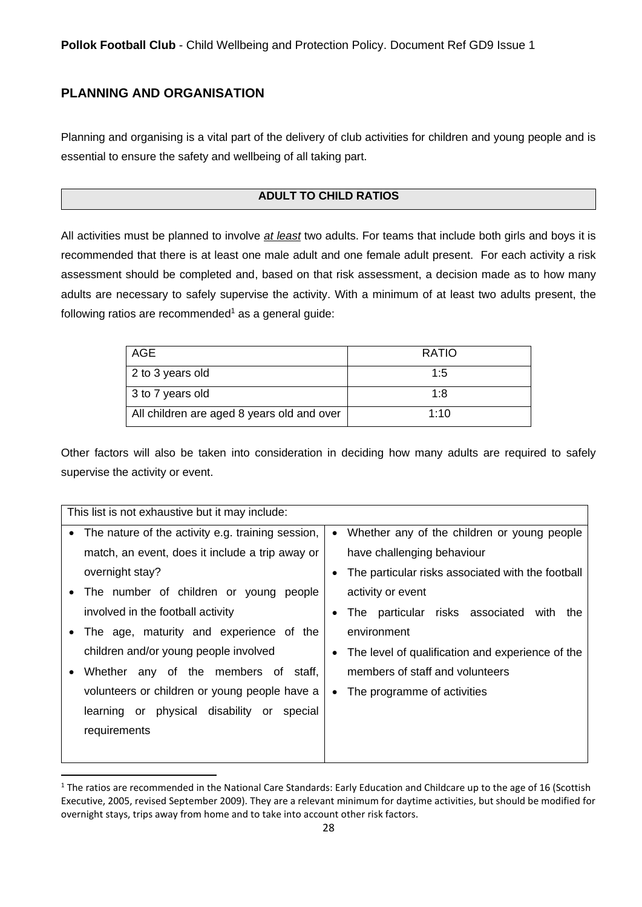## PLANNING AND ORGANISATION

Planning and organising is a vital part of the delivery of club activities for children and young people and is essential to ensure the safety and wellbeing of all taking part.

### ADULT TO CHILD RATIOS

All activities must be planned to involve *at least* two adults. For teams that include both girls and boys it is recommended that there is at least one male adult and one female adult present. For each activity a risk assessment should be completed and, based on that risk assessment, a decision made as to how many adults are necessary to safely supervise the activity. With a minimum of at least two adults present, the following ratios are recommended[1] as a general guide:

| AGE | RATIO |
|---|---|
| 2 to 3 years old | 1:5 |
| 3 to 7 years old | 1:8 |
| All children are aged 8 years old and over | 1:10 |

Other factors will also be taken into consideration in deciding how many adults are required to safely supervise the activity or event.

This list is not exhaustive but it may include:

- The nature of the activity e.g. training session, match, an event, does it include a trip away or overnight stay?
- The number of children or young people involved in the football activity
- The age, maturity and experience of the children and/or young people involved
- Whether any of the members of staff, volunteers or children or young people have a learning or physical disability or special requirements
- Whether any of the children or young people have challenging behaviour
- The particular risks associated with the football activity or event
- The particular risks associated with the environment
- The level of qualification and experience of the members of staff and volunteers
- The programme of activities

[1] The ratios are recommended in the National Care Standards: Early Education and Childcare up to the age of 16 (Scottish Executive, 2005, revised September 2009). They are a relevant minimum for daytime activities, but should be modified for overnight stays, trips away from home and to take into account other risk factors.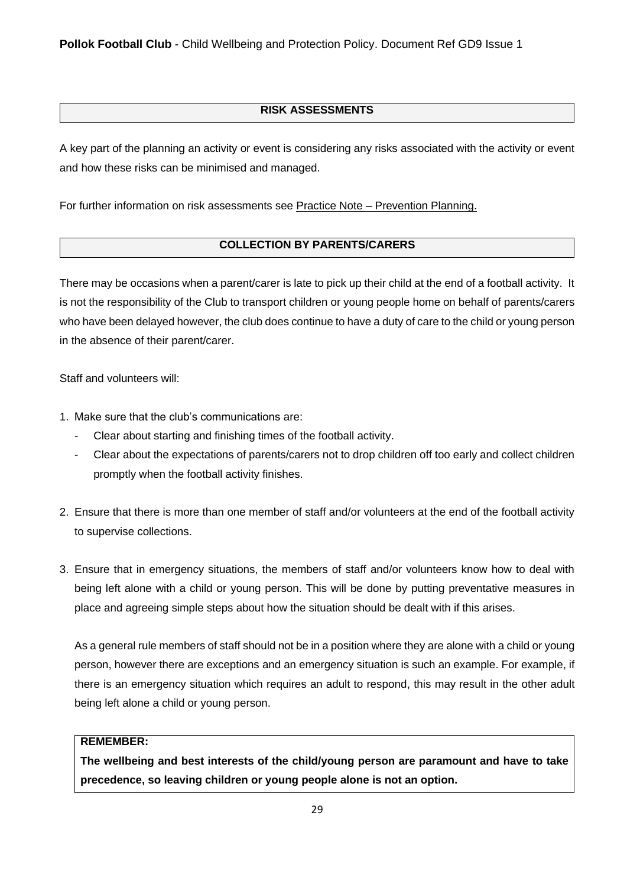## RISK ASSESSMENTS

A key part of the planning an activity or event is considering any risks associated with the activity or event and how these risks can be minimised and managed.

For further information on risk assessments see Practice Note – Prevention Planning.

## COLLECTION BY PARENTS/CARERS

There may be occasions when a parent/carer is late to pick up their child at the end of a football activity. It is not the responsibility of the Club to transport children or young people home on behalf of parents/carers who have been delayed however, the club does continue to have a duty of care to the child or young person in the absence of their parent/carer.

Staff and volunteers will:

1. Make sure that the club's communications are:
   - Clear about starting and finishing times of the football activity.
   - Clear about the expectations of parents/carers not to drop children off too early and collect children promptly when the football activity finishes.

2. Ensure that there is more than one member of staff and/or volunteers at the end of the football activity to supervise collections.

3. Ensure that in emergency situations, the members of staff and/or volunteers know how to deal with being left alone with a child or young person. This will be done by putting preventative measures in place and agreeing simple steps about how the situation should be dealt with if this arises.

   As a general rule members of staff should not be in a position where they are alone with a child or young person, however there are exceptions and an emergency situation is such an example. For example, if there is an emergency situation which requires an adult to respond, this may result in the other adult being left alone a child or young person.

**REMEMBER:**
**The wellbeing and best interests of the child/young person are paramount and have to take precedence, so leaving children or young people alone is not an option.**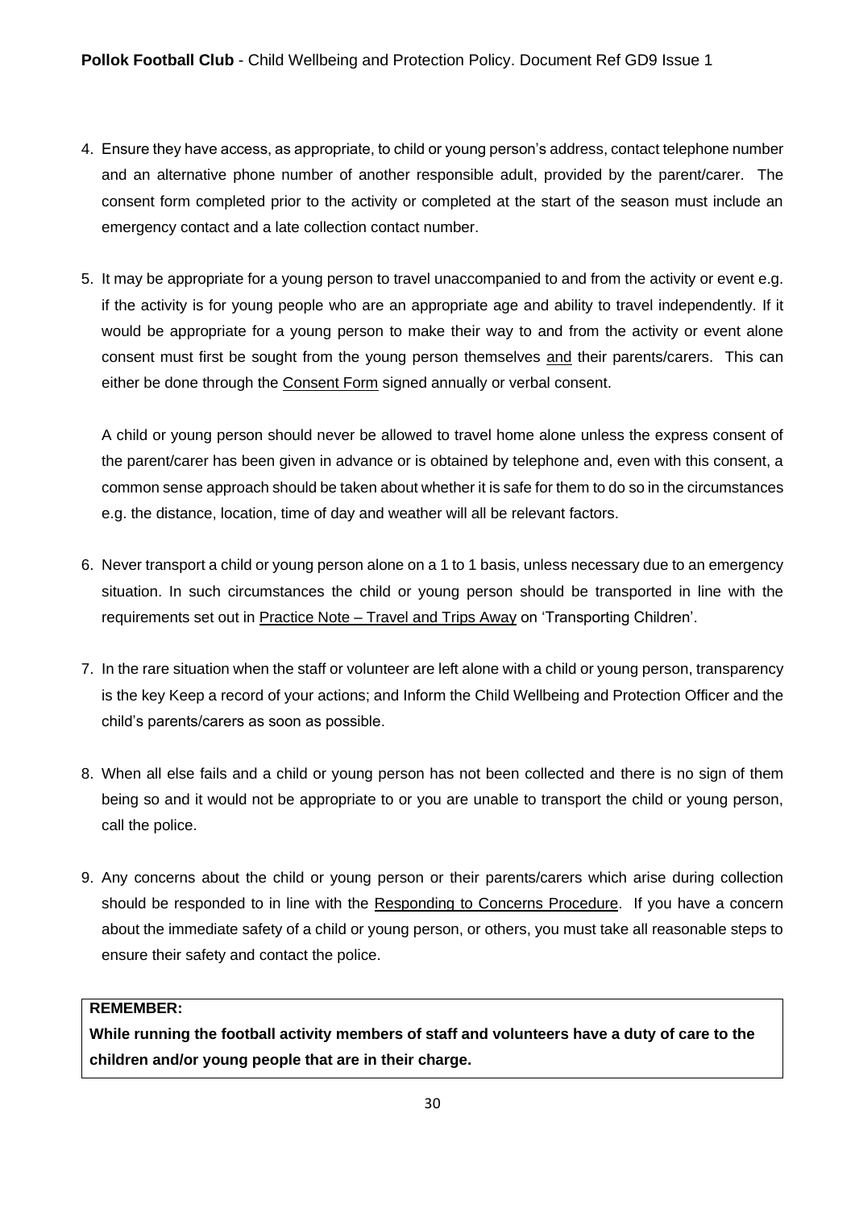4. Ensure they have access, as appropriate, to child or young person's address, contact telephone number and an alternative phone number of another responsible adult, provided by the parent/carer. The consent form completed prior to the activity or completed at the start of the season must include an emergency contact and a late collection contact number.

5. It may be appropriate for a young person to travel unaccompanied to and from the activity or event e.g. if the activity is for young people who are an appropriate age and ability to travel independently. If it would be appropriate for a young person to make their way to and from the activity or event alone consent must first be sought from the young person themselves and their parents/carers. This can either be done through the Consent Form signed annually or verbal consent.

   A child or young person should never be allowed to travel home alone unless the express consent of the parent/carer has been given in advance or is obtained by telephone and, even with this consent, a common sense approach should be taken about whether it is safe for them to do so in the circumstances e.g. the distance, location, time of day and weather will all be relevant factors.

6. Never transport a child or young person alone on a 1 to 1 basis, unless necessary due to an emergency situation. In such circumstances the child or young person should be transported in line with the requirements set out in Practice Note – Travel and Trips Away on 'Transporting Children'.

7. In the rare situation when the staff or volunteer are left alone with a child or young person, transparency is the key Keep a record of your actions; and Inform the Child Wellbeing and Protection Officer and the child's parents/carers as soon as possible.

8. When all else fails and a child or young person has not been collected and there is no sign of them being so and it would not be appropriate to or you are unable to transport the child or young person, call the police.

9. Any concerns about the child or young person or their parents/carers which arise during collection should be responded to in line with the Responding to Concerns Procedure. If you have a concern about the immediate safety of a child or young person, or others, you must take all reasonable steps to ensure their safety and contact the police.

**REMEMBER:**
**While running the football activity members of staff and volunteers have a duty of care to the children and/or young people that are in their charge.**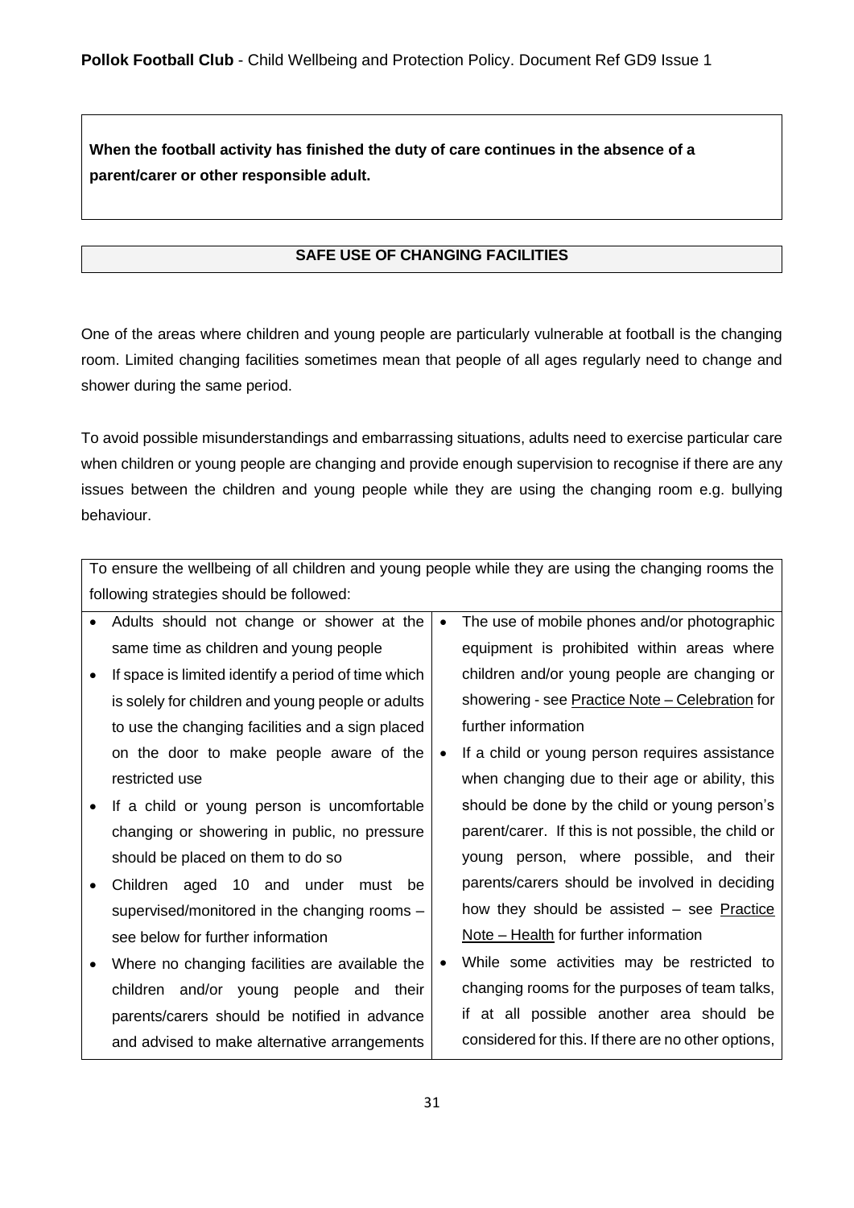**When the football activity has finished the duty of care continues in the absence of a parent/carer or other responsible adult.**

## SAFE USE OF CHANGING FACILITIES

One of the areas where children and young people are particularly vulnerable at football is the changing room. Limited changing facilities sometimes mean that people of all ages regularly need to change and shower during the same period.

To avoid possible misunderstandings and embarrassing situations, adults need to exercise particular care when children or young people are changing and provide enough supervision to recognise if there are any issues between the children and young people while they are using the changing room e.g. bullying behaviour.

To ensure the wellbeing of all children and young people while they are using the changing rooms the following strategies should be followed:

- Adults should not change or shower at the same time as children and young people
- If space is limited identify a period of time which is solely for children and young people or adults to use the changing facilities and a sign placed on the door to make people aware of the restricted use
- If a child or young person is uncomfortable changing or showering in public, no pressure should be placed on them to do so
- Children aged 10 and under must be supervised/monitored in the changing rooms – see below for further information
- Where no changing facilities are available the children and/or young people and their parents/carers should be notified in advance and advised to make alternative arrangements
- The use of mobile phones and/or photographic equipment is prohibited within areas where children and/or young people are changing or showering - see Practice Note – Celebration for further information
- If a child or young person requires assistance when changing due to their age or ability, this should be done by the child or young person's parent/carer. If this is not possible, the child or young person, where possible, and their parents/carers should be involved in deciding how they should be assisted – see Practice Note – Health for further information
- While some activities may be restricted to changing rooms for the purposes of team talks, if at all possible another area should be considered for this. If there are no other options,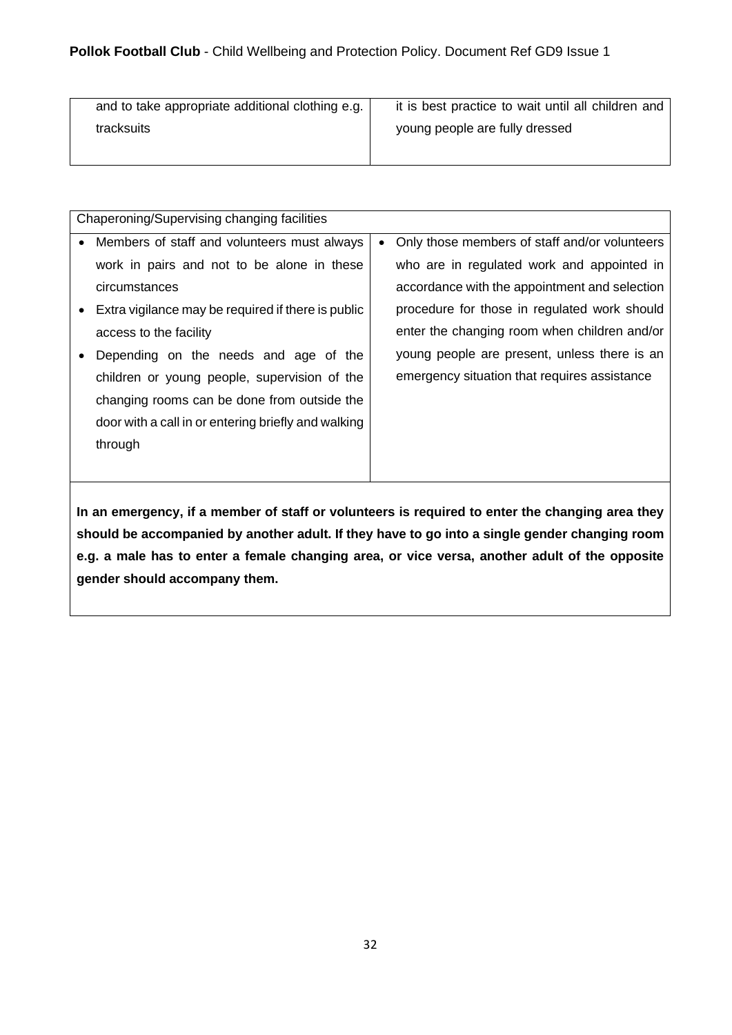| and to take appropriate additional clothing e.g. tracksuits | it is best practice to wait until all children and young people are fully dressed |
|---|---|

| Chaperoning/Supervising changing facilities | |
|---|---|
| • Members of staff and volunteers must always work in pairs and not to be alone in these circumstances<br>• Extra vigilance may be required if there is public access to the facility<br>• Depending on the needs and age of the children or young people, supervision of the changing rooms can be done from outside the door with a call in or entering briefly and walking through | • Only those members of staff and/or volunteers who are in regulated work and appointed in accordance with the appointment and selection procedure for those in regulated work should enter the changing room when children and/or young people are present, unless there is an emergency situation that requires assistance |
| **In an emergency, if a member of staff or volunteers is required to enter the changing area they should be accompanied by another adult. If they have to go into a single gender changing room e.g. a male has to enter a female changing area, or vice versa, another adult of the opposite gender should accompany them.** | |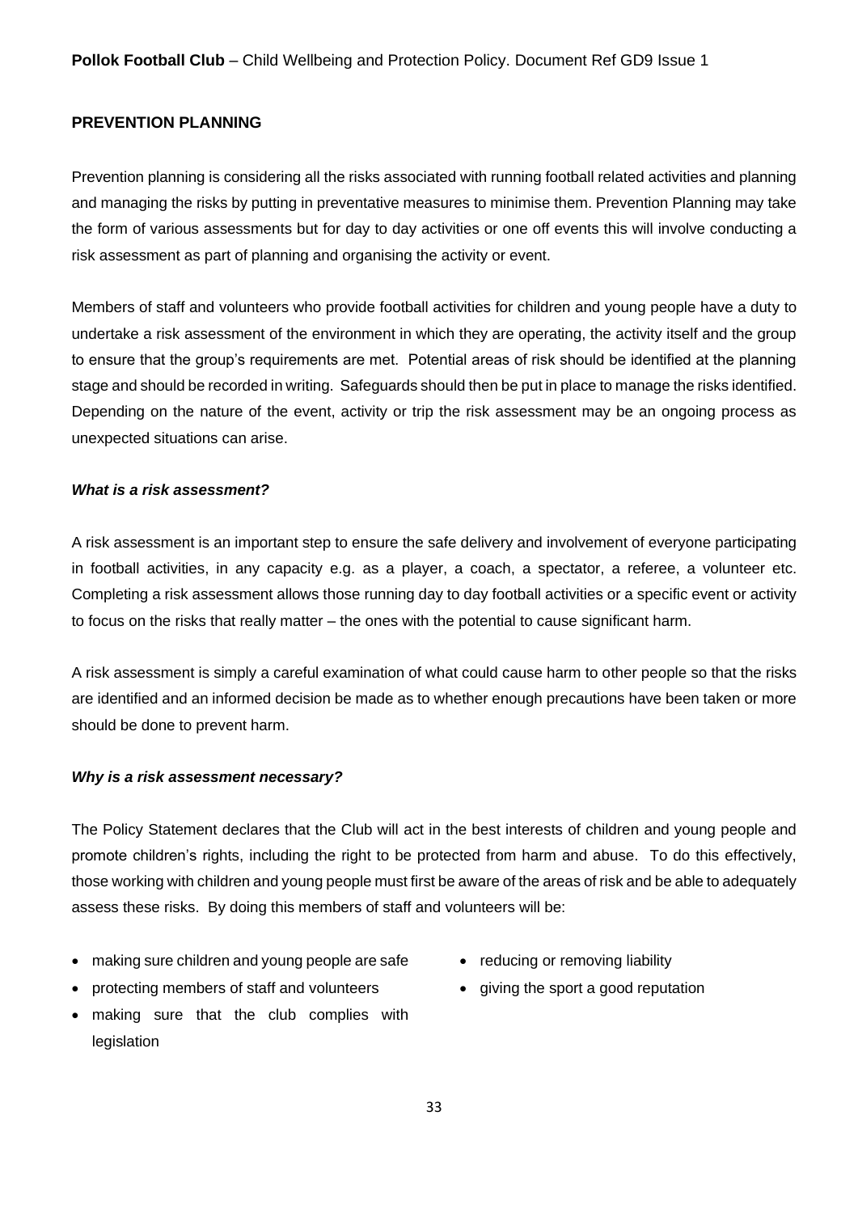## PREVENTION PLANNING

Prevention planning is considering all the risks associated with running football related activities and planning and managing the risks by putting in preventative measures to minimise them. Prevention Planning may take the form of various assessments but for day to day activities or one off events this will involve conducting a risk assessment as part of planning and organising the activity or event.

Members of staff and volunteers who provide football activities for children and young people have a duty to undertake a risk assessment of the environment in which they are operating, the activity itself and the group to ensure that the group's requirements are met. Potential areas of risk should be identified at the planning stage and should be recorded in writing. Safeguards should then be put in place to manage the risks identified. Depending on the nature of the event, activity or trip the risk assessment may be an ongoing process as unexpected situations can arise.

### *What is a risk assessment?*

A risk assessment is an important step to ensure the safe delivery and involvement of everyone participating in football activities, in any capacity e.g. as a player, a coach, a spectator, a referee, a volunteer etc. Completing a risk assessment allows those running day to day football activities or a specific event or activity to focus on the risks that really matter – the ones with the potential to cause significant harm.

A risk assessment is simply a careful examination of what could cause harm to other people so that the risks are identified and an informed decision be made as to whether enough precautions have been taken or more should be done to prevent harm.

### *Why is a risk assessment necessary?*

The Policy Statement declares that the Club will act in the best interests of children and young people and promote children's rights, including the right to be protected from harm and abuse. To do this effectively, those working with children and young people must first be aware of the areas of risk and be able to adequately assess these risks. By doing this members of staff and volunteers will be:

- making sure children and young people are safe
- protecting members of staff and volunteers
- making sure that the club complies with legislation
- reducing or removing liability
- giving the sport a good reputation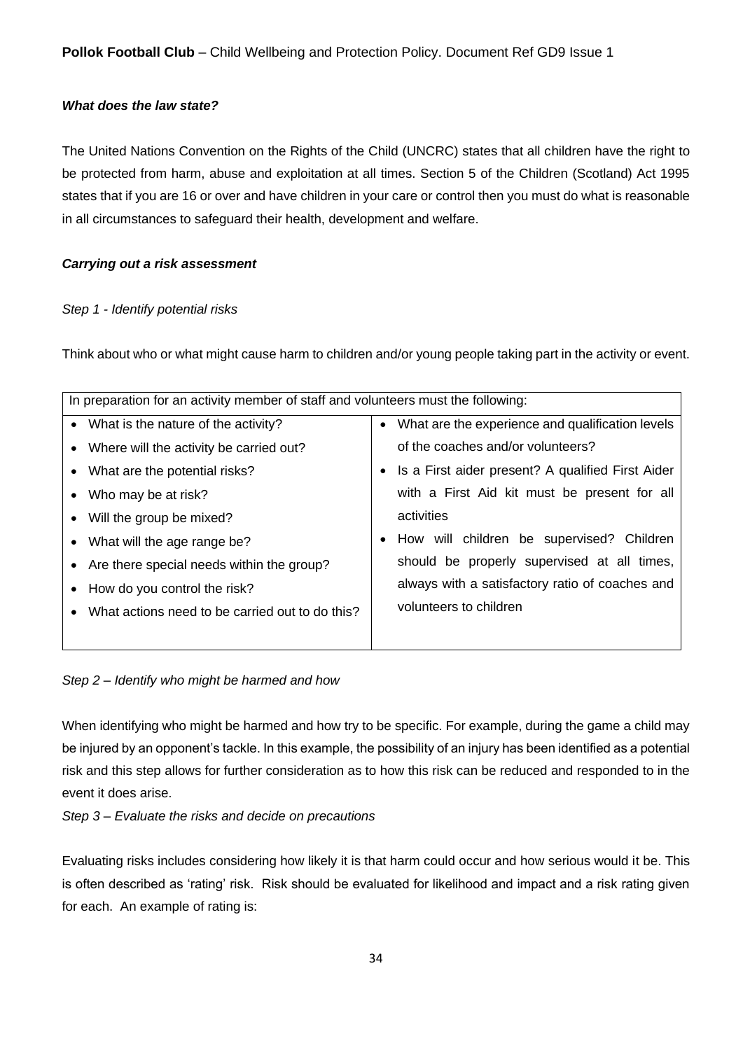***What does the law state?***

The United Nations Convention on the Rights of the Child (UNCRC) states that all children have the right to be protected from harm, abuse and exploitation at all times. Section 5 of the Children (Scotland) Act 1995 states that if you are 16 or over and have children in your care or control then you must do what is reasonable in all circumstances to safeguard their health, development and welfare.

***Carrying out a risk assessment***

*Step 1 - Identify potential risks*

Think about who or what might cause harm to children and/or young people taking part in the activity or event.

| In preparation for an activity member of staff and volunteers must the following: | |
|---|---|
| • What is the nature of the activity?<br>• Where will the activity be carried out?<br>• What are the potential risks?<br>• Who may be at risk?<br>• Will the group be mixed?<br>• What will the age range be?<br>• Are there special needs within the group?<br>• How do you control the risk?<br>• What actions need to be carried out to do this? | • What are the experience and qualification levels of the coaches and/or volunteers?<br>• Is a First aider present? A qualified First Aider with a First Aid kit must be present for all activities<br>• How will children be supervised? Children should be properly supervised at all times, always with a satisfactory ratio of coaches and volunteers to children |

*Step 2 – Identify who might be harmed and how*

When identifying who might be harmed and how try to be specific. For example, during the game a child may be injured by an opponent's tackle. In this example, the possibility of an injury has been identified as a potential risk and this step allows for further consideration as to how this risk can be reduced and responded to in the event it does arise.

*Step 3 – Evaluate the risks and decide on precautions*

Evaluating risks includes considering how likely it is that harm could occur and how serious would it be. This is often described as 'rating' risk. Risk should be evaluated for likelihood and impact and a risk rating given for each. An example of rating is: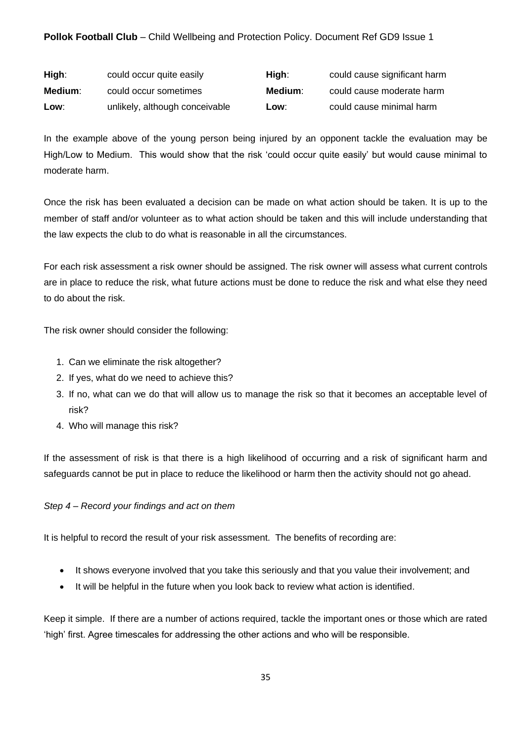| | | | |
|---|---|---|---|
| **High**: | could occur quite easily | **High**: | could cause significant harm |
| **Medium**: | could occur sometimes | **Medium**: | could cause moderate harm |
| **Low**: | unlikely, although conceivable | **Low**: | could cause minimal harm |

In the example above of the young person being injured by an opponent tackle the evaluation may be High/Low to Medium. This would show that the risk 'could occur quite easily' but would cause minimal to moderate harm.

Once the risk has been evaluated a decision can be made on what action should be taken. It is up to the member of staff and/or volunteer as to what action should be taken and this will include understanding that the law expects the club to do what is reasonable in all the circumstances.

For each risk assessment a risk owner should be assigned. The risk owner will assess what current controls are in place to reduce the risk, what future actions must be done to reduce the risk and what else they need to do about the risk.

The risk owner should consider the following:

1. Can we eliminate the risk altogether?
2. If yes, what do we need to achieve this?
3. If no, what can we do that will allow us to manage the risk so that it becomes an acceptable level of risk?
4. Who will manage this risk?

If the assessment of risk is that there is a high likelihood of occurring and a risk of significant harm and safeguards cannot be put in place to reduce the likelihood or harm then the activity should not go ahead.

*Step 4 – Record your findings and act on them*

It is helpful to record the result of your risk assessment. The benefits of recording are:

- It shows everyone involved that you take this seriously and that you value their involvement; and
- It will be helpful in the future when you look back to review what action is identified.

Keep it simple. If there are a number of actions required, tackle the important ones or those which are rated 'high' first. Agree timescales for addressing the other actions and who will be responsible.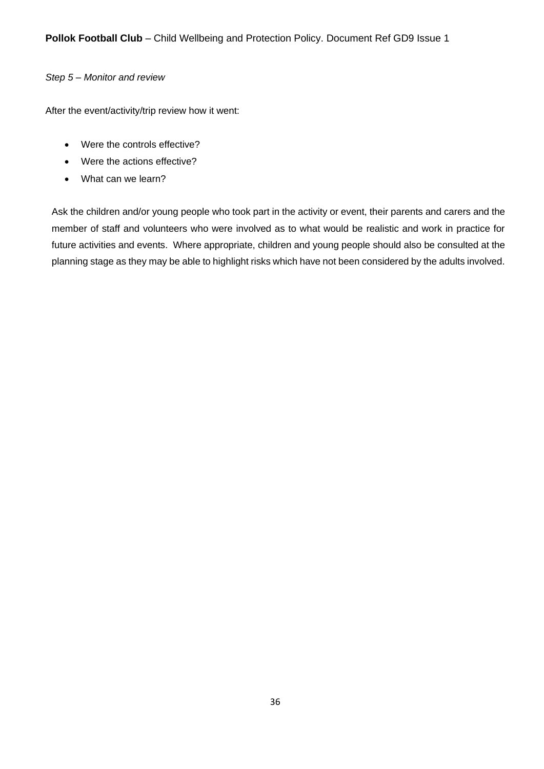*Step 5 – Monitor and review*

After the event/activity/trip review how it went:

- Were the controls effective?
- Were the actions effective?
- What can we learn?

Ask the children and/or young people who took part in the activity or event, their parents and carers and the member of staff and volunteers who were involved as to what would be realistic and work in practice for future activities and events. Where appropriate, children and young people should also be consulted at the planning stage as they may be able to highlight risks which have not been considered by the adults involved.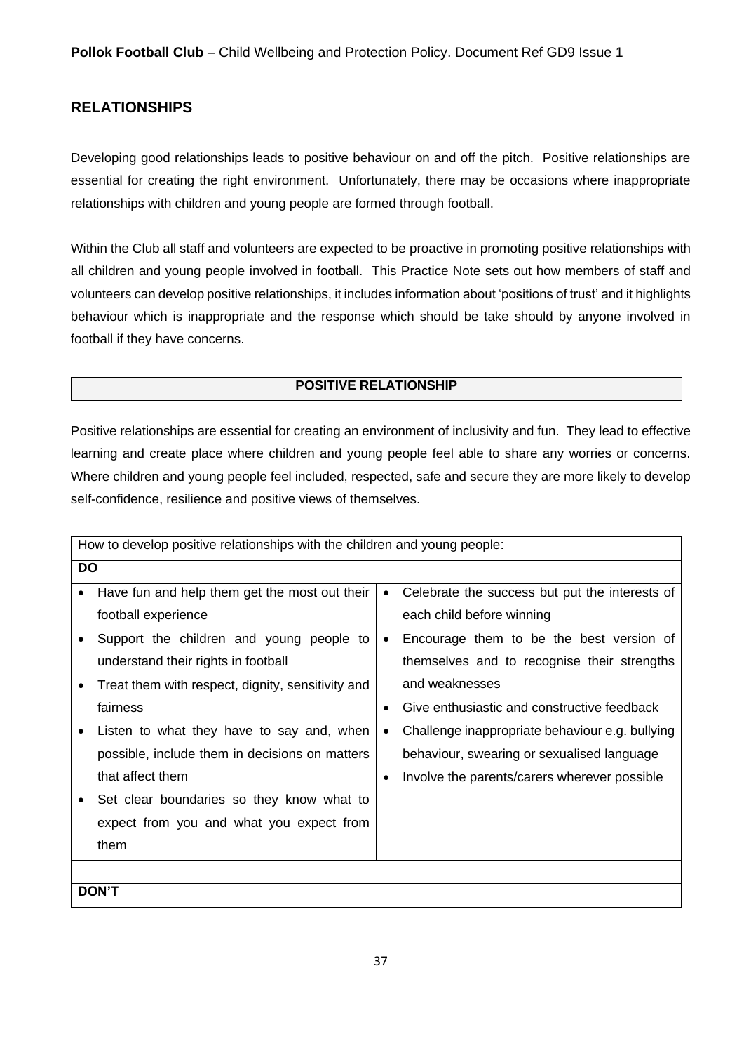## RELATIONSHIPS

Developing good relationships leads to positive behaviour on and off the pitch. Positive relationships are essential for creating the right environment. Unfortunately, there may be occasions where inappropriate relationships with children and young people are formed through football.

Within the Club all staff and volunteers are expected to be proactive in promoting positive relationships with all children and young people involved in football. This Practice Note sets out how members of staff and volunteers can develop positive relationships, it includes information about 'positions of trust' and it highlights behaviour which is inappropriate and the response which should be take should by anyone involved in football if they have concerns.

### POSITIVE RELATIONSHIP

Positive relationships are essential for creating an environment of inclusivity and fun. They lead to effective learning and create place where children and young people feel able to share any worries or concerns. Where children and young people feel included, respected, safe and secure they are more likely to develop self-confidence, resilience and positive views of themselves.

| How to develop positive relationships with the children and young people: | |
|---|---|
| **DO** | |
| • Have fun and help them get the most out their football experience<br>• Support the children and young people to understand their rights in football<br>• Treat them with respect, dignity, sensitivity and fairness<br>• Listen to what they have to say and, when possible, include them in decisions on matters that affect them<br>• Set clear boundaries so they know what to expect from you and what you expect from them | • Celebrate the success but put the interests of each child before winning<br>• Encourage them to be the best version of themselves and to recognise their strengths and weaknesses<br>• Give enthusiastic and constructive feedback<br>• Challenge inappropriate behaviour e.g. bullying behaviour, swearing or sexualised language<br>• Involve the parents/carers wherever possible |
| | |
| **DON'T** | |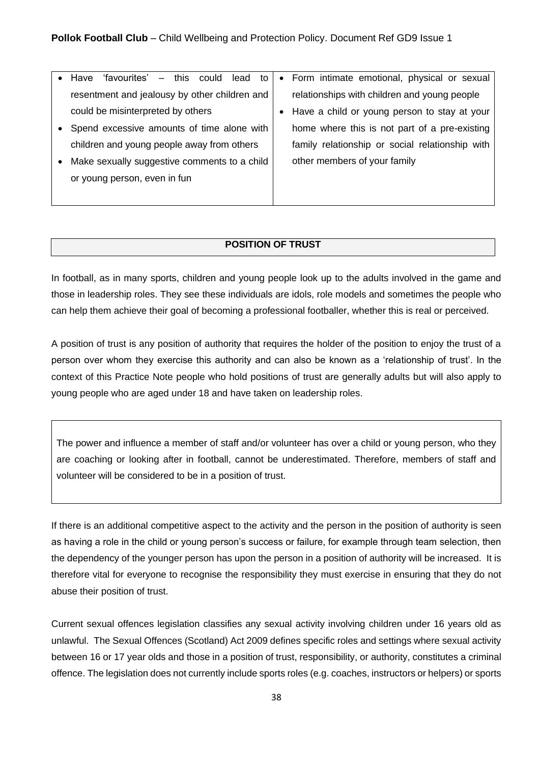| | |
|---|---|
| • Have 'favourites' – this could lead to resentment and jealousy by other children and could be misinterpreted by others<br>• Spend excessive amounts of time alone with children and young people away from others<br>• Make sexually suggestive comments to a child or young person, even in fun | • Form intimate emotional, physical or sexual relationships with children and young people<br>• Have a child or young person to stay at your home where this is not part of a pre-existing family relationship or social relationship with other members of your family |

## POSITION OF TRUST

In football, as in many sports, children and young people look up to the adults involved in the game and those in leadership roles. They see these individuals are idols, role models and sometimes the people who can help them achieve their goal of becoming a professional footballer, whether this is real or perceived.

A position of trust is any position of authority that requires the holder of the position to enjoy the trust of a person over whom they exercise this authority and can also be known as a 'relationship of trust'. In the context of this Practice Note people who hold positions of trust are generally adults but will also apply to young people who are aged under 18 and have taken on leadership roles.

> The power and influence a member of staff and/or volunteer has over a child or young person, who they are coaching or looking after in football, cannot be underestimated. Therefore, members of staff and volunteer will be considered to be in a position of trust.

If there is an additional competitive aspect to the activity and the person in the position of authority is seen as having a role in the child or young person's success or failure, for example through team selection, then the dependency of the younger person has upon the person in a position of authority will be increased. It is therefore vital for everyone to recognise the responsibility they must exercise in ensuring that they do not abuse their position of trust.

Current sexual offences legislation classifies any sexual activity involving children under 16 years old as unlawful. The Sexual Offences (Scotland) Act 2009 defines specific roles and settings where sexual activity between 16 or 17 year olds and those in a position of trust, responsibility, or authority, constitutes a criminal offence. The legislation does not currently include sports roles (e.g. coaches, instructors or helpers) or sports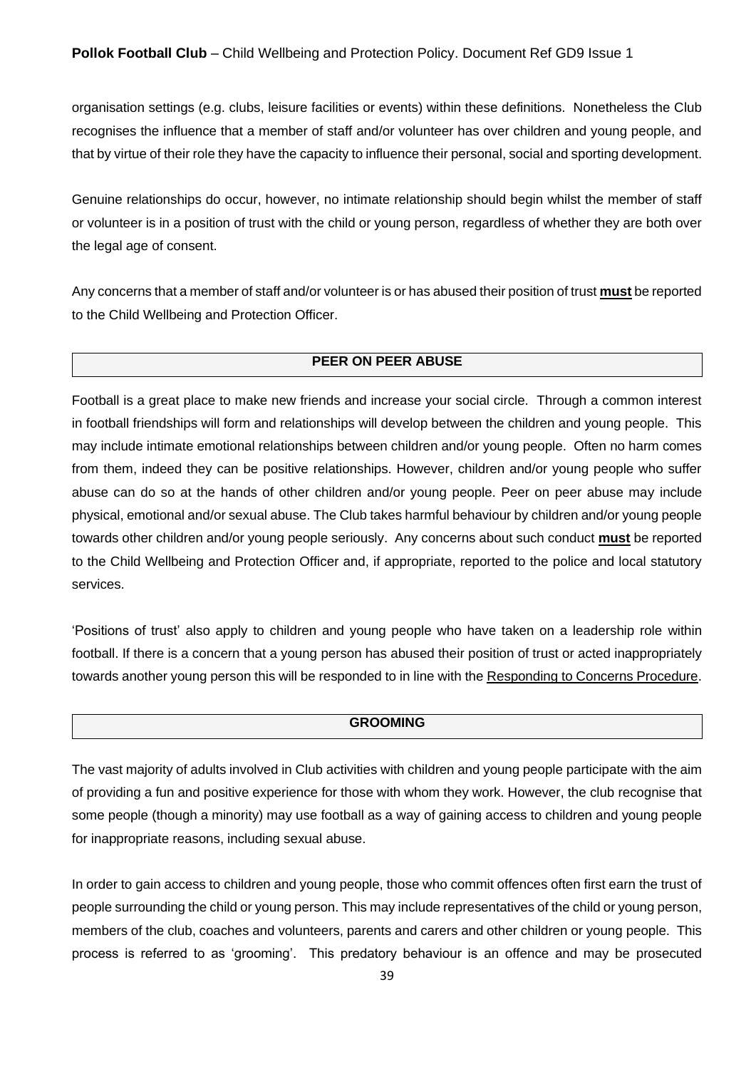organisation settings (e.g. clubs, leisure facilities or events) within these definitions. Nonetheless the Club recognises the influence that a member of staff and/or volunteer has over children and young people, and that by virtue of their role they have the capacity to influence their personal, social and sporting development.

Genuine relationships do occur, however, no intimate relationship should begin whilst the member of staff or volunteer is in a position of trust with the child or young person, regardless of whether they are both over the legal age of consent.

Any concerns that a member of staff and/or volunteer is or has abused their position of trust **must** be reported to the Child Wellbeing and Protection Officer.

## PEER ON PEER ABUSE

Football is a great place to make new friends and increase your social circle. Through a common interest in football friendships will form and relationships will develop between the children and young people. This may include intimate emotional relationships between children and/or young people. Often no harm comes from them, indeed they can be positive relationships. However, children and/or young people who suffer abuse can do so at the hands of other children and/or young people. Peer on peer abuse may include physical, emotional and/or sexual abuse. The Club takes harmful behaviour by children and/or young people towards other children and/or young people seriously. Any concerns about such conduct **must** be reported to the Child Wellbeing and Protection Officer and, if appropriate, reported to the police and local statutory services.

'Positions of trust' also apply to children and young people who have taken on a leadership role within football. If there is a concern that a young person has abused their position of trust or acted inappropriately towards another young person this will be responded to in line with the Responding to Concerns Procedure.

## GROOMING

The vast majority of adults involved in Club activities with children and young people participate with the aim of providing a fun and positive experience for those with whom they work. However, the club recognise that some people (though a minority) may use football as a way of gaining access to children and young people for inappropriate reasons, including sexual abuse.

In order to gain access to children and young people, those who commit offences often first earn the trust of people surrounding the child or young person. This may include representatives of the child or young person, members of the club, coaches and volunteers, parents and carers and other children or young people. This process is referred to as 'grooming'. This predatory behaviour is an offence and may be prosecuted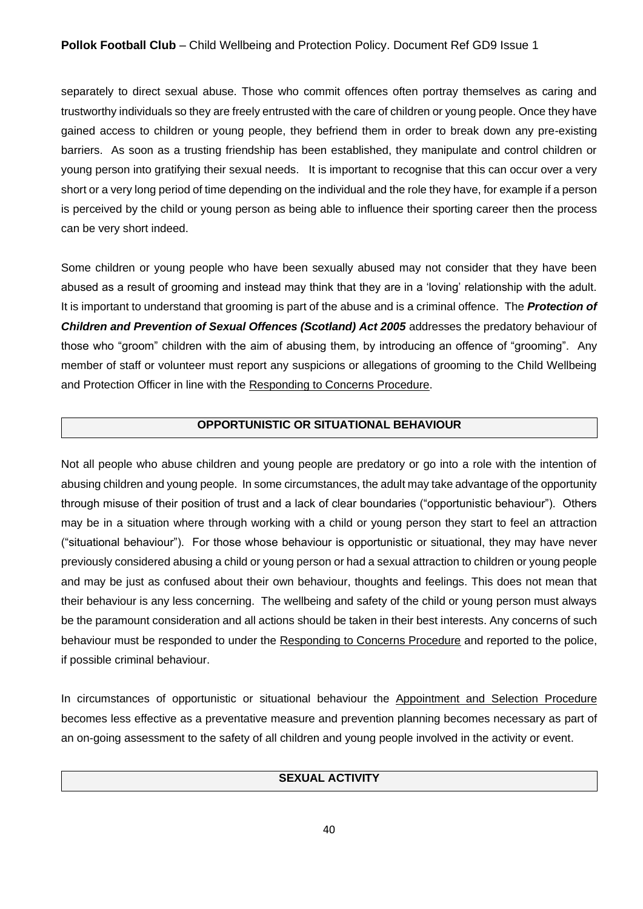separately to direct sexual abuse. Those who commit offences often portray themselves as caring and trustworthy individuals so they are freely entrusted with the care of children or young people. Once they have gained access to children or young people, they befriend them in order to break down any pre-existing barriers. As soon as a trusting friendship has been established, they manipulate and control children or young person into gratifying their sexual needs. It is important to recognise that this can occur over a very short or a very long period of time depending on the individual and the role they have, for example if a person is perceived by the child or young person as being able to influence their sporting career then the process can be very short indeed.

Some children or young people who have been sexually abused may not consider that they have been abused as a result of grooming and instead may think that they are in a 'loving' relationship with the adult. It is important to understand that grooming is part of the abuse and is a criminal offence. The ***Protection of Children and Prevention of Sexual Offences (Scotland) Act 2005*** addresses the predatory behaviour of those who "groom" children with the aim of abusing them, by introducing an offence of "grooming". Any member of staff or volunteer must report any suspicions or allegations of grooming to the Child Wellbeing and Protection Officer in line with the Responding to Concerns Procedure.

## OPPORTUNISTIC OR SITUATIONAL BEHAVIOUR

Not all people who abuse children and young people are predatory or go into a role with the intention of abusing children and young people. In some circumstances, the adult may take advantage of the opportunity through misuse of their position of trust and a lack of clear boundaries ("opportunistic behaviour"). Others may be in a situation where through working with a child or young person they start to feel an attraction ("situational behaviour"). For those whose behaviour is opportunistic or situational, they may have never previously considered abusing a child or young person or had a sexual attraction to children or young people and may be just as confused about their own behaviour, thoughts and feelings. This does not mean that their behaviour is any less concerning. The wellbeing and safety of the child or young person must always be the paramount consideration and all actions should be taken in their best interests. Any concerns of such behaviour must be responded to under the Responding to Concerns Procedure and reported to the police, if possible criminal behaviour.

In circumstances of opportunistic or situational behaviour the Appointment and Selection Procedure becomes less effective as a preventative measure and prevention planning becomes necessary as part of an on-going assessment to the safety of all children and young people involved in the activity or event.

## SEXUAL ACTIVITY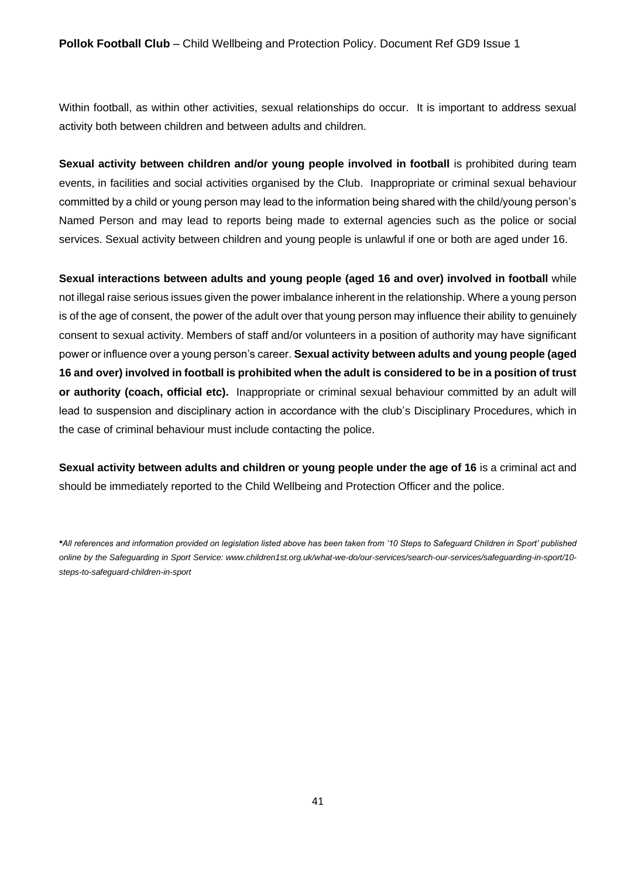Within football, as within other activities, sexual relationships do occur. It is important to address sexual activity both between children and between adults and children.

**Sexual activity between children and/or young people involved in football** is prohibited during team events, in facilities and social activities organised by the Club. Inappropriate or criminal sexual behaviour committed by a child or young person may lead to the information being shared with the child/young person's Named Person and may lead to reports being made to external agencies such as the police or social services. Sexual activity between children and young people is unlawful if one or both are aged under 16.

**Sexual interactions between adults and young people (aged 16 and over) involved in football** while not illegal raise serious issues given the power imbalance inherent in the relationship. Where a young person is of the age of consent, the power of the adult over that young person may influence their ability to genuinely consent to sexual activity. Members of staff and/or volunteers in a position of authority may have significant power or influence over a young person's career. **Sexual activity between adults and young people (aged 16 and over) involved in football is prohibited when the adult is considered to be in a position of trust or authority (coach, official etc).** Inappropriate or criminal sexual behaviour committed by an adult will lead to suspension and disciplinary action in accordance with the club's Disciplinary Procedures, which in the case of criminal behaviour must include contacting the police.

**Sexual activity between adults and children or young people under the age of 16** is a criminal act and should be immediately reported to the Child Wellbeing and Protection Officer and the police.

***All references and information provided on legislation listed above has been taken from '10 Steps to Safeguard Children in Sport' published online by the Safeguarding in Sport Service: www.children1st.org.uk/what-we-do/our-services/search-our-services/safeguarding-in-sport/10-steps-to-safeguard-children-in-sport***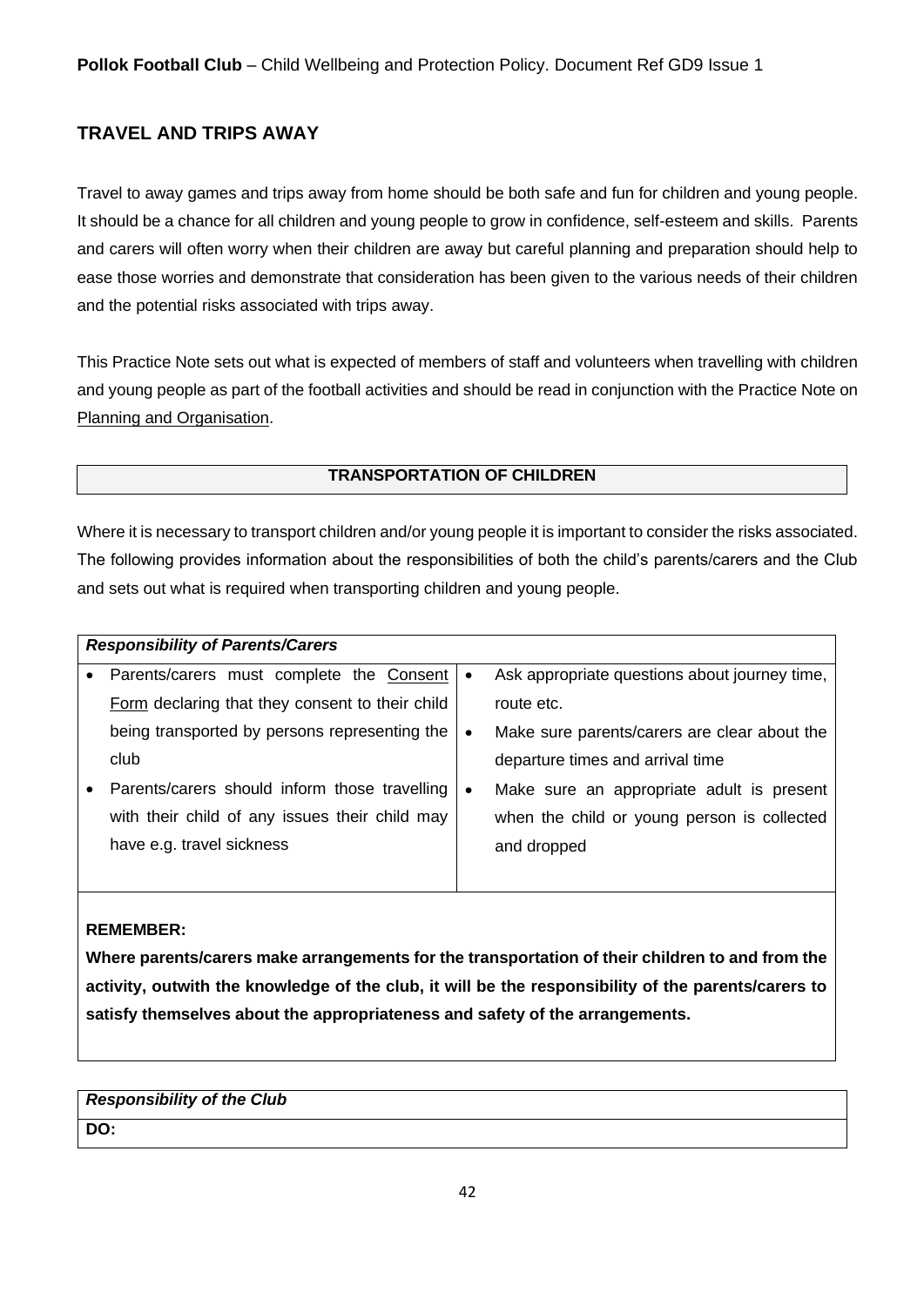## TRAVEL AND TRIPS AWAY

Travel to away games and trips away from home should be both safe and fun for children and young people. It should be a chance for all children and young people to grow in confidence, self-esteem and skills. Parents and carers will often worry when their children are away but careful planning and preparation should help to ease those worries and demonstrate that consideration has been given to the various needs of their children and the potential risks associated with trips away.

This Practice Note sets out what is expected of members of staff and volunteers when travelling with children and young people as part of the football activities and should be read in conjunction with the Practice Note on Planning and Organisation.

### TRANSPORTATION OF CHILDREN

Where it is necessary to transport children and/or young people it is important to consider the risks associated. The following provides information about the responsibilities of both the child's parents/carers and the Club and sets out what is required when transporting children and young people.

***Responsibility of Parents/Carers***

- Parents/carers must complete the Consent Form declaring that they consent to their child being transported by persons representing the club
- Parents/carers should inform those travelling with their child of any issues their child may have e.g. travel sickness
- Ask appropriate questions about journey time, route etc.
- Make sure parents/carers are clear about the departure times and arrival time
- Make sure an appropriate adult is present when the child or young person is collected and dropped

**REMEMBER:**
**Where parents/carers make arrangements for the transportation of their children to and from the activity, outwith the knowledge of the club, it will be the responsibility of the parents/carers to satisfy themselves about the appropriateness and safety of the arrangements.**

***Responsibility of the Club***

**DO:**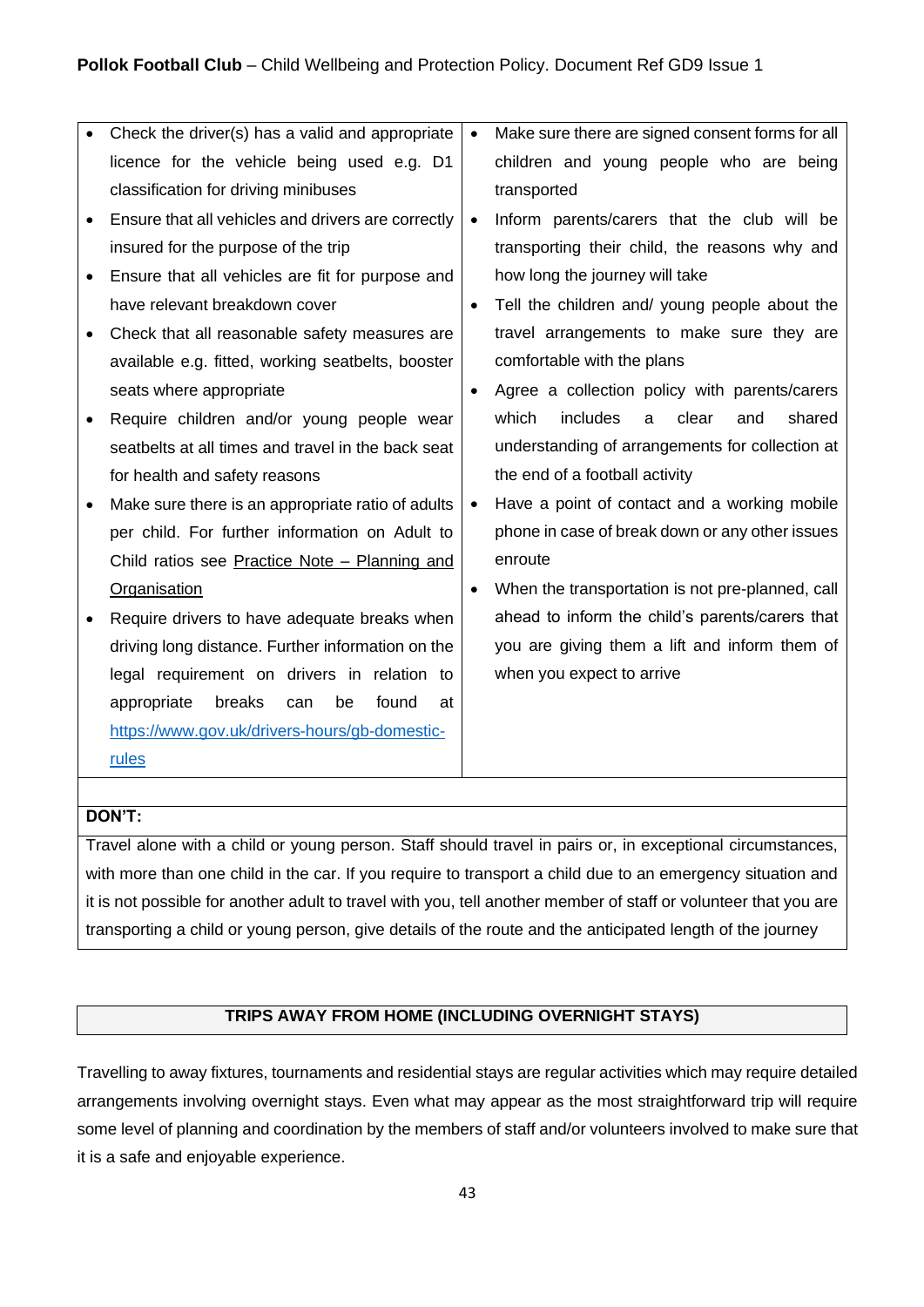| | |
|---|---|
| • Check the driver(s) has a valid and appropriate licence for the vehicle being used e.g. D1 classification for driving minibuses<br>• Ensure that all vehicles and drivers are correctly insured for the purpose of the trip<br>• Ensure that all vehicles are fit for purpose and have relevant breakdown cover<br>• Check that all reasonable safety measures are available e.g. fitted, working seatbelts, booster seats where appropriate<br>• Require children and/or young people wear seatbelts at all times and travel in the back seat for health and safety reasons<br>• Make sure there is an appropriate ratio of adults per child. For further information on Adult to Child ratios see Practice Note – Planning and Organisation<br>• Require drivers to have adequate breaks when driving long distance. Further information on the legal requirement on drivers in relation to appropriate breaks can be found at https://www.gov.uk/drivers-hours/gb-domestic-rules | • Make sure there are signed consent forms for all children and young people who are being transported<br>• Inform parents/carers that the club will be transporting their child, the reasons why and how long the journey will take<br>• Tell the children and/ young people about the travel arrangements to make sure they are comfortable with the plans<br>• Agree a collection policy with parents/carers which includes a clear and shared understanding of arrangements for collection at the end of a football activity<br>• Have a point of contact and a working mobile phone in case of break down or any other issues enroute<br>• When the transportation is not pre-planned, call ahead to inform the child's parents/carers that you are giving them a lift and inform them of when you expect to arrive |

**DON'T:**

Travel alone with a child or young person. Staff should travel in pairs or, in exceptional circumstances, with more than one child in the car. If you require to transport a child due to an emergency situation and it is not possible for another adult to travel with you, tell another member of staff or volunteer that you are transporting a child or young person, give details of the route and the anticipated length of the journey

## TRIPS AWAY FROM HOME (INCLUDING OVERNIGHT STAYS)

Travelling to away fixtures, tournaments and residential stays are regular activities which may require detailed arrangements involving overnight stays. Even what may appear as the most straightforward trip will require some level of planning and coordination by the members of staff and/or volunteers involved to make sure that it is a safe and enjoyable experience.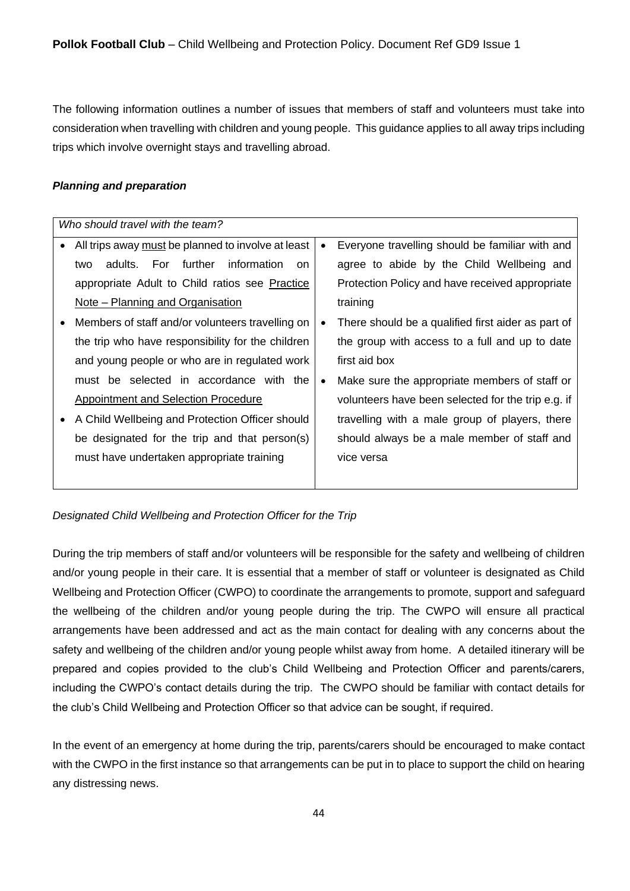The following information outlines a number of issues that members of staff and volunteers must take into consideration when travelling with children and young people. This guidance applies to all away trips including trips which involve overnight stays and travelling abroad.

***Planning and preparation***

| *Who should travel with the team?* | |
|---|---|
| • All trips away must be planned to involve at least two adults. For further information on appropriate Adult to Child ratios see Practice Note – Planning and Organisation<br>• Members of staff and/or volunteers travelling on the trip who have responsibility for the children and young people or who are in regulated work must be selected in accordance with the Appointment and Selection Procedure<br>• A Child Wellbeing and Protection Officer should be designated for the trip and that person(s) must have undertaken appropriate training | • Everyone travelling should be familiar with and agree to abide by the Child Wellbeing and Protection Policy and have received appropriate training<br>• There should be a qualified first aider as part of the group with access to a full and up to date first aid box<br>• Make sure the appropriate members of staff or volunteers have been selected for the trip e.g. if travelling with a male group of players, there should always be a male member of staff and vice versa |

*Designated Child Wellbeing and Protection Officer for the Trip*

During the trip members of staff and/or volunteers will be responsible for the safety and wellbeing of children and/or young people in their care. It is essential that a member of staff or volunteer is designated as Child Wellbeing and Protection Officer (CWPO) to coordinate the arrangements to promote, support and safeguard the wellbeing of the children and/or young people during the trip. The CWPO will ensure all practical arrangements have been addressed and act as the main contact for dealing with any concerns about the safety and wellbeing of the children and/or young people whilst away from home. A detailed itinerary will be prepared and copies provided to the club's Child Wellbeing and Protection Officer and parents/carers, including the CWPO's contact details during the trip. The CWPO should be familiar with contact details for the club's Child Wellbeing and Protection Officer so that advice can be sought, if required.

In the event of an emergency at home during the trip, parents/carers should be encouraged to make contact with the CWPO in the first instance so that arrangements can be put in to place to support the child on hearing any distressing news.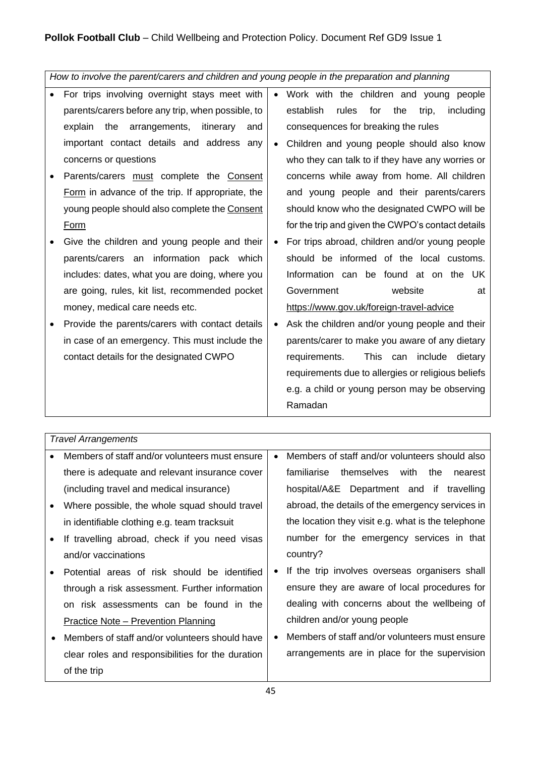*How to involve the parent/carers and children and young people in the preparation and planning*

- For trips involving overnight stays meet with parents/carers before any trip, when possible, to explain the arrangements, itinerary and important contact details and address any concerns or questions
- Parents/carers must complete the Consent Form in advance of the trip. If appropriate, the young people should also complete the Consent Form
- Give the children and young people and their parents/carers an information pack which includes: dates, what you are doing, where you are going, rules, kit list, recommended pocket money, medical care needs etc.
- Provide the parents/carers with contact details in case of an emergency. This must include the contact details for the designated CWPO
- Work with the children and young people establish rules for the trip, including consequences for breaking the rules
- Children and young people should also know who they can talk to if they have any worries or concerns while away from home. All children and young people and their parents/carers should know who the designated CWPO will be for the trip and given the CWPO's contact details
- For trips abroad, children and/or young people should be informed of the local customs. Information can be found at on the UK Government website at https://www.gov.uk/foreign-travel-advice
- Ask the children and/or young people and their parents/carer to make you aware of any dietary requirements. This can include dietary requirements due to allergies or religious beliefs e.g. a child or young person may be observing Ramadan

*Travel Arrangements*

- Members of staff and/or volunteers must ensure there is adequate and relevant insurance cover (including travel and medical insurance)
- Where possible, the whole squad should travel in identifiable clothing e.g. team tracksuit
- If travelling abroad, check if you need visas and/or vaccinations
- Potential areas of risk should be identified through a risk assessment. Further information on risk assessments can be found in the Practice Note – Prevention Planning
- Members of staff and/or volunteers should have clear roles and responsibilities for the duration of the trip
- Members of staff and/or volunteers should also familiarise themselves with the nearest hospital/A&E Department and if travelling abroad, the details of the emergency services in the location they visit e.g. what is the telephone number for the emergency services in that country?
- If the trip involves overseas organisers shall ensure they are aware of local procedures for dealing with concerns about the wellbeing of children and/or young people
- Members of staff and/or volunteers must ensure arrangements are in place for the supervision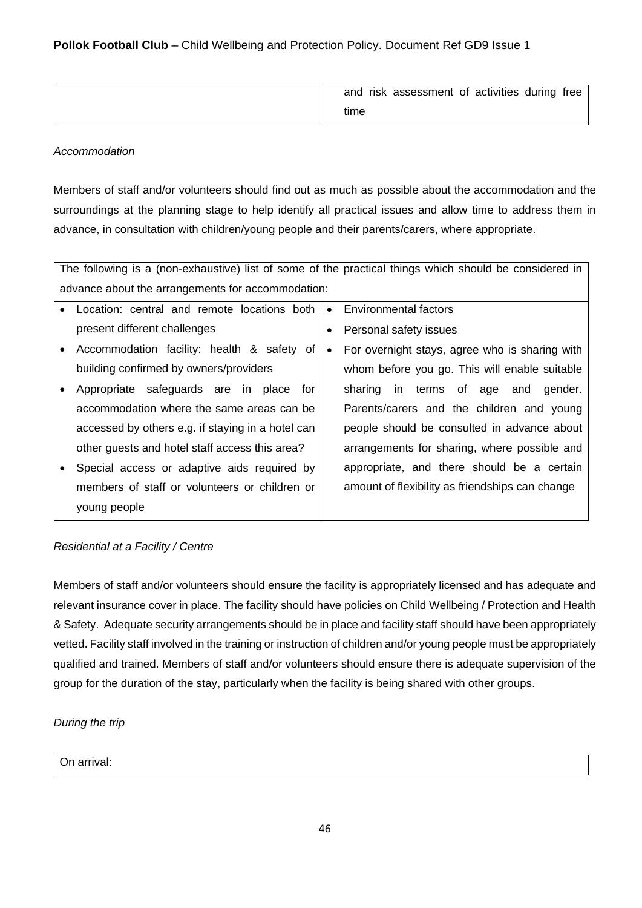|  | and risk assessment of activities during free time |
|---|---|

*Accommodation*

Members of staff and/or volunteers should find out as much as possible about the accommodation and the surroundings at the planning stage to help identify all practical issues and allow time to address them in advance, in consultation with children/young people and their parents/carers, where appropriate.

| The following is a (non-exhaustive) list of some of the practical things which should be considered in advance about the arrangements for accommodation: | |
|---|---|
| • Location: central and remote locations both present different challenges<br>• Accommodation facility: health & safety of building confirmed by owners/providers<br>• Appropriate safeguards are in place for accommodation where the same areas can be accessed by others e.g. if staying in a hotel can other guests and hotel staff access this area?<br>• Special access or adaptive aids required by members of staff or volunteers or children or young people | • Environmental factors<br>• Personal safety issues<br>• For overnight stays, agree who is sharing with whom before you go. This will enable suitable sharing in terms of age and gender. Parents/carers and the children and young people should be consulted in advance about arrangements for sharing, where possible and appropriate, and there should be a certain amount of flexibility as friendships can change |

*Residential at a Facility / Centre*

Members of staff and/or volunteers should ensure the facility is appropriately licensed and has adequate and relevant insurance cover in place. The facility should have policies on Child Wellbeing / Protection and Health & Safety. Adequate security arrangements should be in place and facility staff should have been appropriately vetted. Facility staff involved in the training or instruction of children and/or young people must be appropriately qualified and trained. Members of staff and/or volunteers should ensure there is adequate supervision of the group for the duration of the stay, particularly when the facility is being shared with other groups.

*During the trip*

| On arrival: |
|---|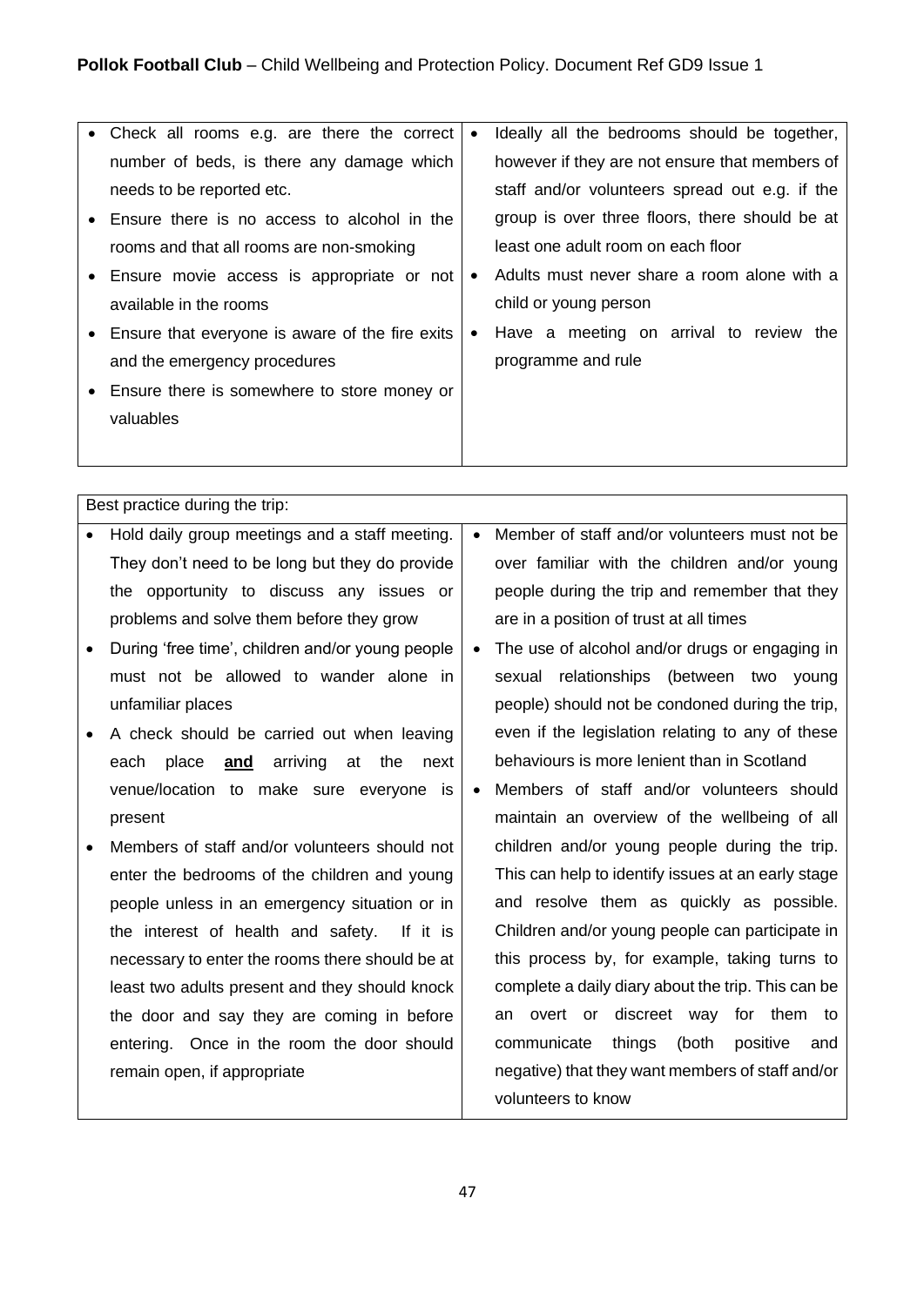| | |
|---|---|
| • Check all rooms e.g. are there the correct number of beds, is there any damage which needs to be reported etc.<br>• Ensure there is no access to alcohol in the rooms and that all rooms are non-smoking<br>• Ensure movie access is appropriate or not available in the rooms<br>• Ensure that everyone is aware of the fire exits and the emergency procedures<br>• Ensure there is somewhere to store money or valuables | • Ideally all the bedrooms should be together, however if they are not ensure that members of staff and/or volunteers spread out e.g. if the group is over three floors, there should be at least one adult room on each floor<br>• Adults must never share a room alone with a child or young person<br>• Have a meeting on arrival to review the programme and rule |

| Best practice during the trip: | |
|---|---|
| • Hold daily group meetings and a staff meeting. They don't need to be long but they do provide the opportunity to discuss any issues or problems and solve them before they grow<br>• During 'free time', children and/or young people must not be allowed to wander alone in unfamiliar places<br>• A check should be carried out when leaving each place **<u>and</u>** arriving at the next venue/location to make sure everyone is present<br>• Members of staff and/or volunteers should not enter the bedrooms of the children and young people unless in an emergency situation or in the interest of health and safety. If it is necessary to enter the rooms there should be at least two adults present and they should knock the door and say they are coming in before entering. Once in the room the door should remain open, if appropriate | • Member of staff and/or volunteers must not be over familiar with the children and/or young people during the trip and remember that they are in a position of trust at all times<br>• The use of alcohol and/or drugs or engaging in sexual relationships (between two young people) should not be condoned during the trip, even if the legislation relating to any of these behaviours is more lenient than in Scotland<br>• Members of staff and/or volunteers should maintain an overview of the wellbeing of all children and/or young people during the trip. This can help to identify issues at an early stage and resolve them as quickly as possible. Children and/or young people can participate in this process by, for example, taking turns to complete a daily diary about the trip. This can be an overt or discreet way for them to communicate things (both positive and negative) that they want members of staff and/or volunteers to know |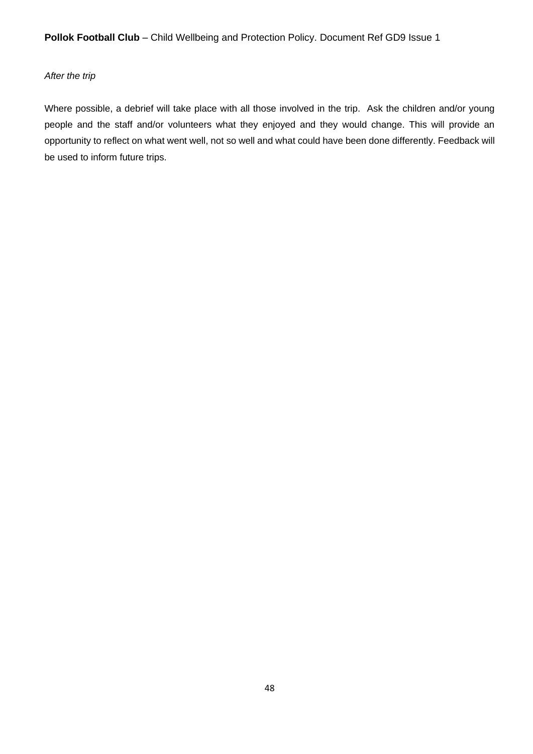*After the trip*

Where possible, a debrief will take place with all those involved in the trip. Ask the children and/or young people and the staff and/or volunteers what they enjoyed and they would change. This will provide an opportunity to reflect on what went well, not so well and what could have been done differently. Feedback will be used to inform future trips.